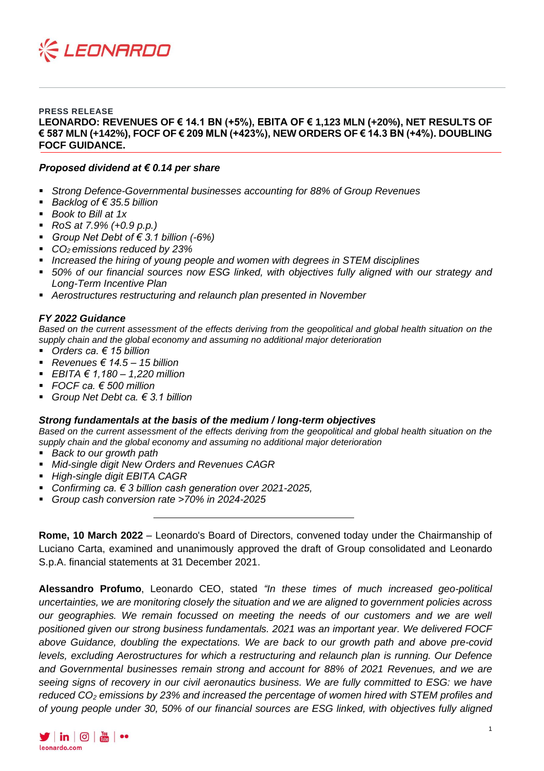**PRESS RELEASE**

# LEONARDO: REVENUES OF € 14.1 BN (+5%), EBITA OF € 1,123 MLN (+20%), NET RESULTS OF € 587 MLN (+142%), FOCF OF € 209 MLN (+423%), NEW ORDERS OF € 14.3 BN (+4%). DOUBLING FOCF GUIDANCE.

***Proposed dividend at € 0.14 per share***

- *Strong Defence-Governmental businesses accounting for 88% of Group Revenues*
- *Backlog of € 35.5 billion*
- *Book to Bill at 1x*
- *RoS at 7.9% (+0.9 p.p.)*
- *Group Net Debt of € 3.1 billion (-6%)*
- *$CO_2$ emissions reduced by 23%*
- *Increased the hiring of young people and women with degrees in STEM disciplines*
- *50% of our financial sources now ESG linked, with objectives fully aligned with our strategy and Long-Term Incentive Plan*
- *Aerostructures restructuring and relaunch plan presented in November*

***FY 2022 Guidance***

*Based on the current assessment of the effects deriving from the geopolitical and global health situation on the supply chain and the global economy and assuming no additional major deterioration*

- *Orders ca. € 15 billion*
- *Revenues € 14.5 – 15 billion*
- *EBITA € 1,180 – 1,220 million*
- *FOCF ca. € 500 million*
- *Group Net Debt ca. € 3.1 billion*

***Strong fundamentals at the basis of the medium / long-term objectives***

*Based on the current assessment of the effects deriving from the geopolitical and global health situation on the supply chain and the global economy and assuming no additional major deterioration*

- *Back to our growth path*
- *Mid-single digit New Orders and Revenues CAGR*
- *High-single digit EBITA CAGR*
- *Confirming ca. € 3 billion cash generation over 2021-2025,*
- *Group cash conversion rate >70% in 2024-2025*

---

**Rome, 10 March 2022** – Leonardo's Board of Directors, convened today under the Chairmanship of Luciano Carta, examined and unanimously approved the draft of Group consolidated and Leonardo S.p.A. financial statements at 31 December 2021.

**Alessandro Profumo**, Leonardo CEO, stated *"In these times of much increased geo-political uncertainties, we are monitoring closely the situation and we are aligned to government policies across our geographies. We remain focussed on meeting the needs of our customers and we are well positioned given our strong business fundamentals. 2021 was an important year. We delivered FOCF above Guidance, doubling the expectations. We are back to our growth path and above pre-covid levels, excluding Aerostructures for which a restructuring and relaunch plan is running. Our Defence and Governmental businesses remain strong and account for 88% of 2021 Revenues, and we are seeing signs of recovery in our civil aeronautics business. We are fully committed to ESG: we have reduced $CO_2$ emissions by 23% and increased the percentage of women hired with STEM profiles and of young people under 30, 50% of our financial sources are ESG linked, with objectives fully aligned*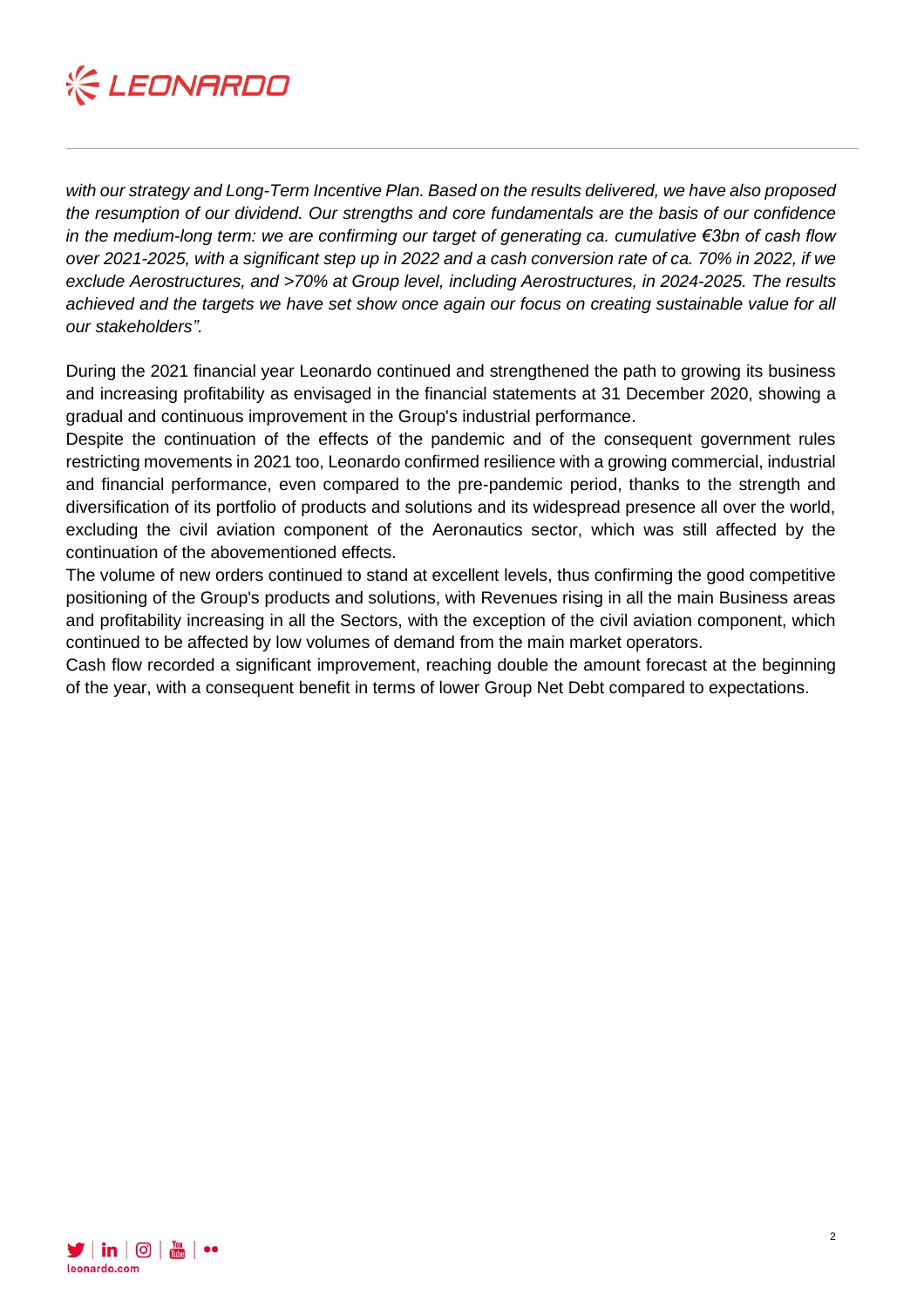*with our strategy and Long-Term Incentive Plan. Based on the results delivered, we have also proposed the resumption of our dividend. Our strengths and core fundamentals are the basis of our confidence in the medium-long term: we are confirming our target of generating ca. cumulative €3bn of cash flow over 2021-2025, with a significant step up in 2022 and a cash conversion rate of ca. 70% in 2022, if we exclude Aerostructures, and >70% at Group level, including Aerostructures, in 2024-2025. The results achieved and the targets we have set show once again our focus on creating sustainable value for all our stakeholders".*

During the 2021 financial year Leonardo continued and strengthened the path to growing its business and increasing profitability as envisaged in the financial statements at 31 December 2020, showing a gradual and continuous improvement in the Group's industrial performance.

Despite the continuation of the effects of the pandemic and of the consequent government rules restricting movements in 2021 too, Leonardo confirmed resilience with a growing commercial, industrial and financial performance, even compared to the pre-pandemic period, thanks to the strength and diversification of its portfolio of products and solutions and its widespread presence all over the world, excluding the civil aviation component of the Aeronautics sector, which was still affected by the continuation of the abovementioned effects.

The volume of new orders continued to stand at excellent levels, thus confirming the good competitive positioning of the Group's products and solutions, with Revenues rising in all the main Business areas and profitability increasing in all the Sectors, with the exception of the civil aviation component, which continued to be affected by low volumes of demand from the main market operators.

Cash flow recorded a significant improvement, reaching double the amount forecast at the beginning of the year, with a consequent benefit in terms of lower Group Net Debt compared to expectations.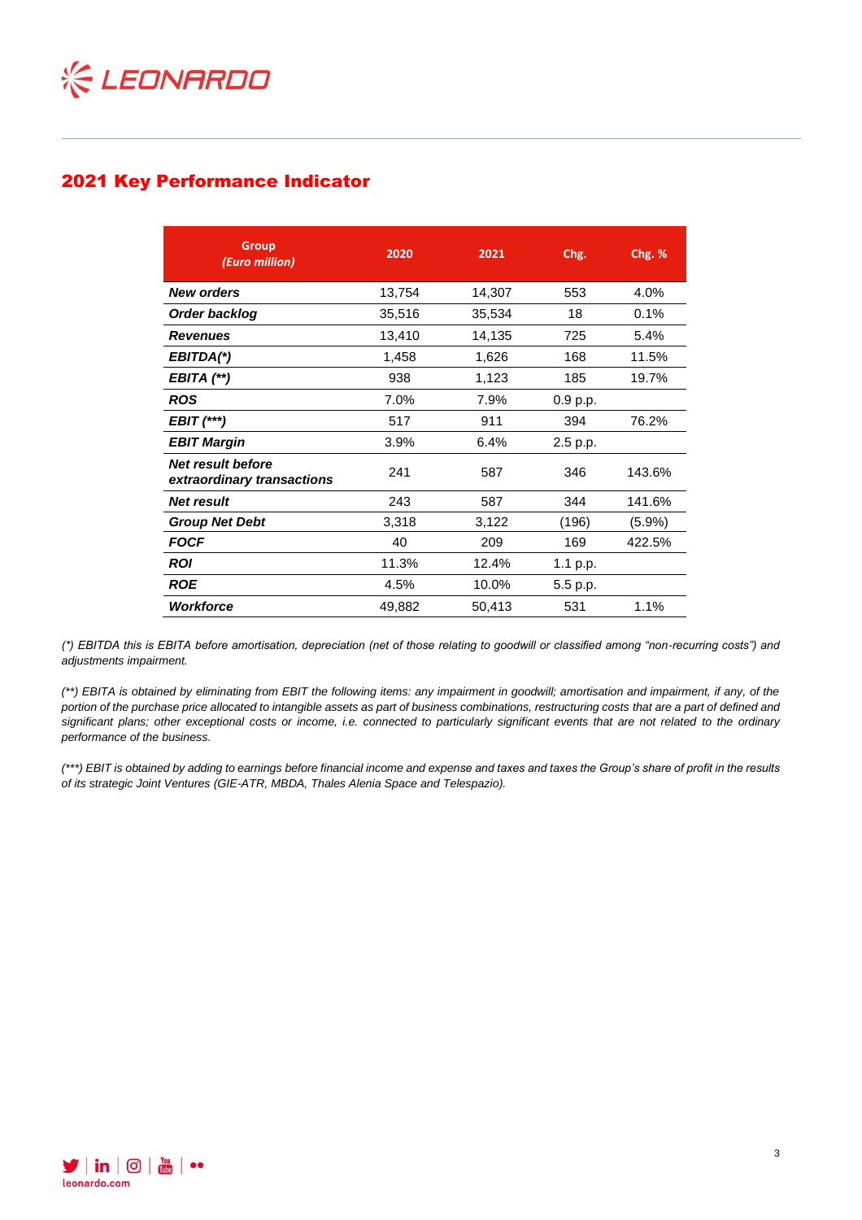## 2021 Key Performance Indicator

| Group *(Euro million)* | 2020 | 2021 | Chg. | Chg. % |
|---|---|---|---|---|
| ***New orders*** | 13,754 | 14,307 | 553 | 4.0% |
| ***Order backlog*** | 35,516 | 35,534 | 18 | 0.1% |
| ***Revenues*** | 13,410 | 14,135 | 725 | 5.4% |
| ***EBITDA(\*)*** | 1,458 | 1,626 | 168 | 11.5% |
| ***EBITA (\*\*)*** | 938 | 1,123 | 185 | 19.7% |
| ***ROS*** | 7.0% | 7.9% | 0.9 p.p. | |
| ***EBIT (\*\*\*)*** | 517 | 911 | 394 | 76.2% |
| ***EBIT Margin*** | 3.9% | 6.4% | 2.5 p.p. | |
| ***Net result before extraordinary transactions*** | 241 | 587 | 346 | 143.6% |
| ***Net result*** | 243 | 587 | 344 | 141.6% |
| ***Group Net Debt*** | 3,318 | 3,122 | (196) | (5.9%) |
| ***FOCF*** | 40 | 209 | 169 | 422.5% |
| ***ROI*** | 11.3% | 12.4% | 1.1 p.p. | |
| ***ROE*** | 4.5% | 10.0% | 5.5 p.p. | |
| ***Workforce*** | 49,882 | 50,413 | 531 | 1.1% |

*(\*) EBITDA this is EBITA before amortisation, depreciation (net of those relating to goodwill or classified among "non-recurring costs") and adjustments impairment.*

*(\*\*) EBITA is obtained by eliminating from EBIT the following items: any impairment in goodwill; amortisation and impairment, if any, of the portion of the purchase price allocated to intangible assets as part of business combinations, restructuring costs that are a part of defined and significant plans; other exceptional costs or income, i.e. connected to particularly significant events that are not related to the ordinary performance of the business.*

*(\*\*\*) EBIT is obtained by adding to earnings before financial income and expense and taxes and taxes the Group's share of profit in the results of its strategic Joint Ventures (GIE-ATR, MBDA, Thales Alenia Space and Telespazio).*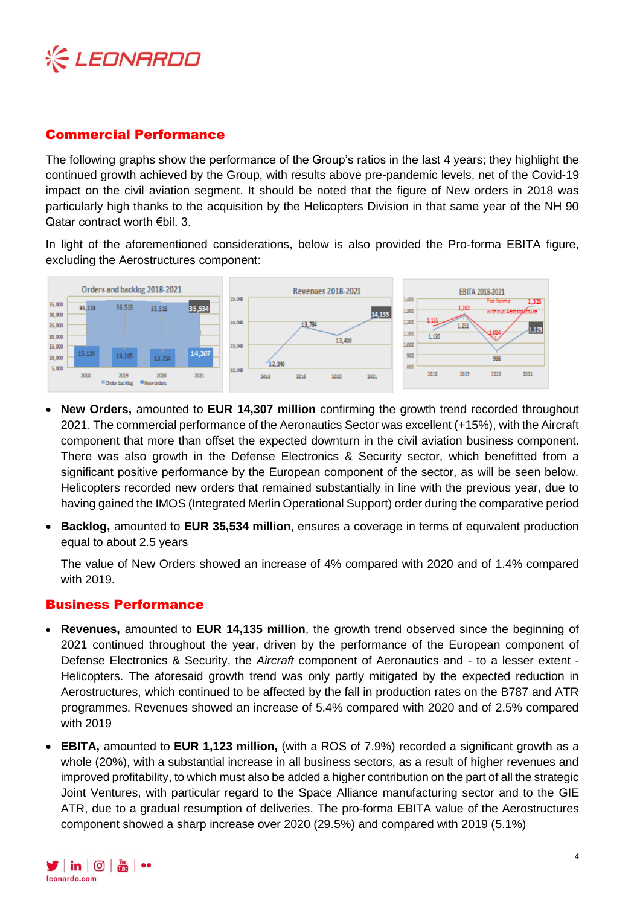## Commercial Performance

The following graphs show the performance of the Group's ratios in the last 4 years; they highlight the continued growth achieved by the Group, with results above pre-pandemic levels, net of the Covid-19 impact on the civil aviation segment. It should be noted that the figure of New orders in 2018 was particularly high thanks to the acquisition by the Helicopters Division in that same year of the NH 90 Qatar contract worth €bil. 3.

In light of the aforementioned considerations, below is also provided the Pro-forma EBITA figure, excluding the Aerostructures component:

Orders and backlog 2018-2021

| | 2018 | 2019 | 2020 | 2021 |
|---|---|---|---|---|
| Order backlog | 36,118 | 36,513 | 35,516 | 35,534 |
| New orders | 15,124 | 14,105 | 13,754 | 14,307 |

Revenues 2018-2021

| 2018 | 2019 | 2020 | 2021 |
|---|---|---|---|
| 12,240 | 13,784 | 13,410 | 14,135 |

EBITA 2018-2021

| | 2018 | 2019 | 2020 | 2021 |
|---|---|---|---|---|
| EBITA | 1,120 | 1,251 | 938 | 1,123 |
| Pro-forma without Aerostructure | 1,155 | 1,262 | 1,024 | 1,326 |

- **New Orders,** amounted to **EUR 14,307 million** confirming the growth trend recorded throughout 2021. The commercial performance of the Aeronautics Sector was excellent (+15%), with the Aircraft component that more than offset the expected downturn in the civil aviation business component. There was also growth in the Defense Electronics & Security sector, which benefitted from a significant positive performance by the European component of the sector, as will be seen below. Helicopters recorded new orders that remained substantially in line with the previous year, due to having gained the IMOS (Integrated Merlin Operational Support) order during the comparative period
- **Backlog,** amounted to **EUR 35,534 million**, ensures a coverage in terms of equivalent production equal to about 2.5 years

  The value of New Orders showed an increase of 4% compared with 2020 and of 1.4% compared with 2019.

## Business Performance

- **Revenues,** amounted to **EUR 14,135 million**, the growth trend observed since the beginning of 2021 continued throughout the year, driven by the performance of the European component of Defense Electronics & Security, the *Aircraft* component of Aeronautics and - to a lesser extent - Helicopters. The aforesaid growth trend was only partly mitigated by the expected reduction in Aerostructures, which continued to be affected by the fall in production rates on the B787 and ATR programmes. Revenues showed an increase of 5.4% compared with 2020 and of 2.5% compared with 2019
- **EBITA,** amounted to **EUR 1,123 million,** (with a ROS of 7.9%) recorded a significant growth as a whole (20%), with a substantial increase in all business sectors, as a result of higher revenues and improved profitability, to which must also be added a higher contribution on the part of all the strategic Joint Ventures, with particular regard to the Space Alliance manufacturing sector and to the GIE ATR, due to a gradual resumption of deliveries. The pro-forma EBITA value of the Aerostructures component showed a sharp increase over 2020 (29.5%) and compared with 2019 (5.1%)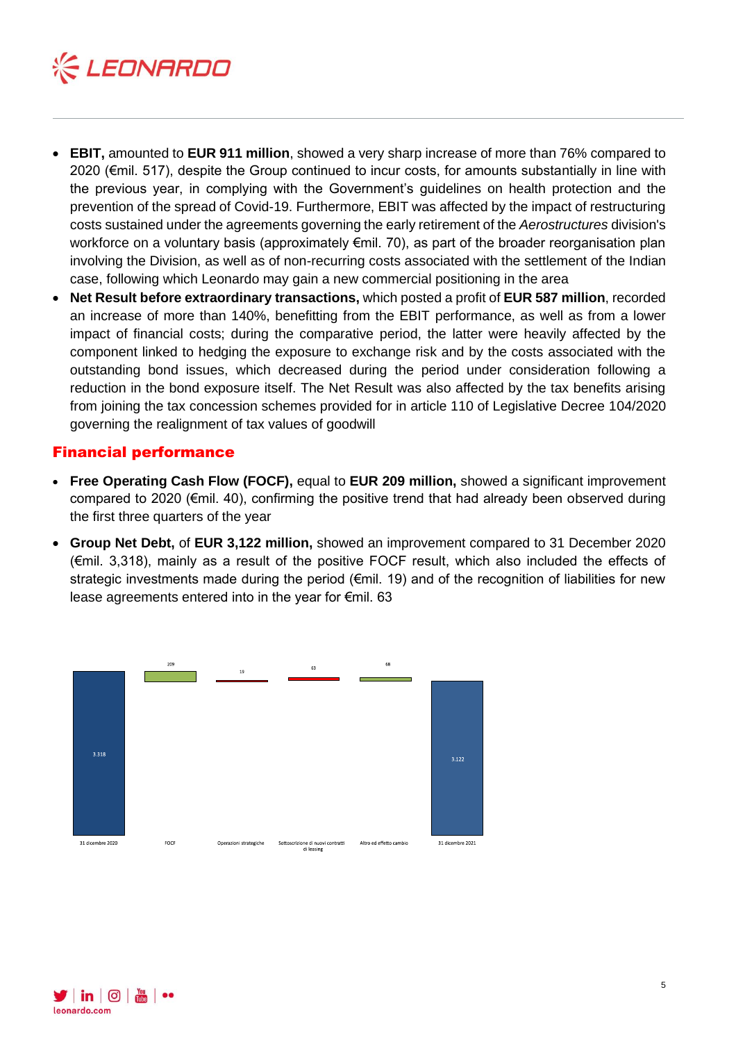- **EBIT,** amounted to **EUR 911 million**, showed a very sharp increase of more than 76% compared to 2020 (€mil. 517), despite the Group continued to incur costs, for amounts substantially in line with the previous year, in complying with the Government's guidelines on health protection and the prevention of the spread of Covid-19. Furthermore, EBIT was affected by the impact of restructuring costs sustained under the agreements governing the early retirement of the *Aerostructures* division's workforce on a voluntary basis (approximately €mil. 70), as part of the broader reorganisation plan involving the Division, as well as of non-recurring costs associated with the settlement of the Indian case, following which Leonardo may gain a new commercial positioning in the area
- **Net Result before extraordinary transactions,** which posted a profit of **EUR 587 million**, recorded an increase of more than 140%, benefitting from the EBIT performance, as well as from a lower impact of financial costs; during the comparative period, the latter were heavily affected by the component linked to hedging the exposure to exchange risk and by the costs associated with the outstanding bond issues, which decreased during the period under consideration following a reduction in the bond exposure itself. The Net Result was also affected by the tax benefits arising from joining the tax concession schemes provided for in article 110 of Legislative Decree 104/2020 governing the realignment of tax values of goodwill

## Financial performance

- **Free Operating Cash Flow (FOCF),** equal to **EUR 209 million,** showed a significant improvement compared to 2020 (€mil. 40), confirming the positive trend that had already been observed during the first three quarters of the year
- **Group Net Debt,** of **EUR 3,122 million,** showed an improvement compared to 31 December 2020 (€mil. 3,318), mainly as a result of the positive FOCF result, which also included the effects of strategic investments made during the period (€mil. 19) and of the recognition of liabilities for new lease agreements entered into in the year for €mil. 63

| 31 dicembre 2020 | FOCF | Operazioni strategiche | Sottoscrizione di nuovi contratti di leasing | Altro ed effetto cambio | 31 dicembre 2021 |
|---|---|---|---|---|---|
| 3.318 | 209 | 19 | 63 | 68 | 3.122 |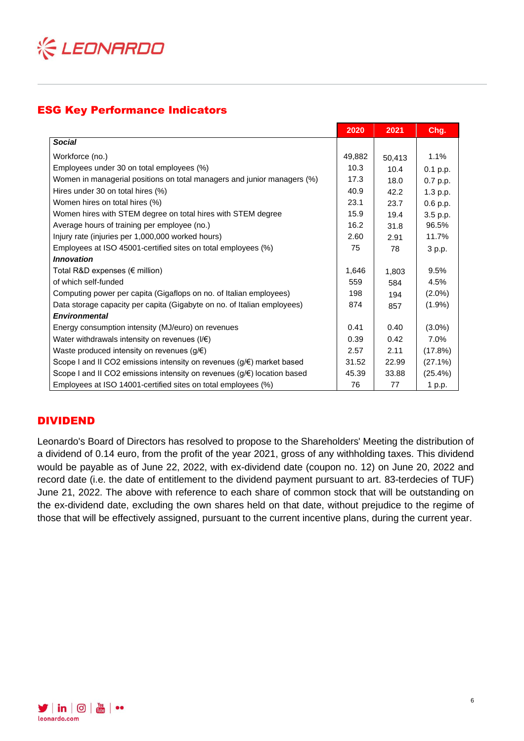## ESG Key Performance Indicators

| | 2020 | 2021 | Chg. |
|---|---|---|---|
| ***Social*** | | | |
| Workforce (no.) | 49,882 | 50,413 | 1.1% |
| Employees under 30 on total employees (%) | 10.3 | 10.4 | 0.1 p.p. |
| Women in managerial positions on total managers and junior managers (%) | 17.3 | 18.0 | 0.7 p.p. |
| Hires under 30 on total hires (%) | 40.9 | 42.2 | 1.3 p.p. |
| Women hires on total hires (%) | 23.1 | 23.7 | 0.6 p.p. |
| Women hires with STEM degree on total hires with STEM degree | 15.9 | 19.4 | 3.5 p.p. |
| Average hours of training per employee (no.) | 16.2 | 31.8 | 96.5% |
| Injury rate (injuries per 1,000,000 worked hours) | 2.60 | 2.91 | 11.7% |
| Employees at ISO 45001-certified sites on total employees (%) | 75 | 78 | 3 p.p. |
| ***Innovation*** | | | |
| Total R&D expenses (€ million) | 1,646 | 1,803 | 9.5% |
| of which self-funded | 559 | 584 | 4.5% |
| Computing power per capita (Gigaflops on no. of Italian employees) | 198 | 194 | (2.0%) |
| Data storage capacity per capita (Gigabyte on no. of Italian employees) | 874 | 857 | (1.9%) |
| ***Environmental*** | | | |
| Energy consumption intensity (MJ/euro) on revenues | 0.41 | 0.40 | (3.0%) |
| Water withdrawals intensity on revenues (l/€) | 0.39 | 0.42 | 7.0% |
| Waste produced intensity on revenues (g/€) | 2.57 | 2.11 | (17.8%) |
| Scope I and II $CO_2$ emissions intensity on revenues (g/€) market based | 31.52 | 22.99 | (27.1%) |
| Scope I and II $CO_2$ emissions intensity on revenues (g/€) location based | 45.39 | 33.88 | (25.4%) |
| Employees at ISO 14001-certified sites on total employees (%) | 76 | 77 | 1 p.p. |

## DIVIDEND

Leonardo's Board of Directors has resolved to propose to the Shareholders' Meeting the distribution of a dividend of 0.14 euro, from the profit of the year 2021, gross of any withholding taxes. This dividend would be payable as of June 22, 2022, with ex-dividend date (coupon no. 12) on June 20, 2022 and record date (i.e. the date of entitlement to the dividend payment pursuant to art. 83-terdecies of TUF) June 21, 2022. The above with reference to each share of common stock that will be outstanding on the ex-dividend date, excluding the own shares held on that date, without prejudice to the regime of those that will be effectively assigned, pursuant to the current incentive plans, during the current year.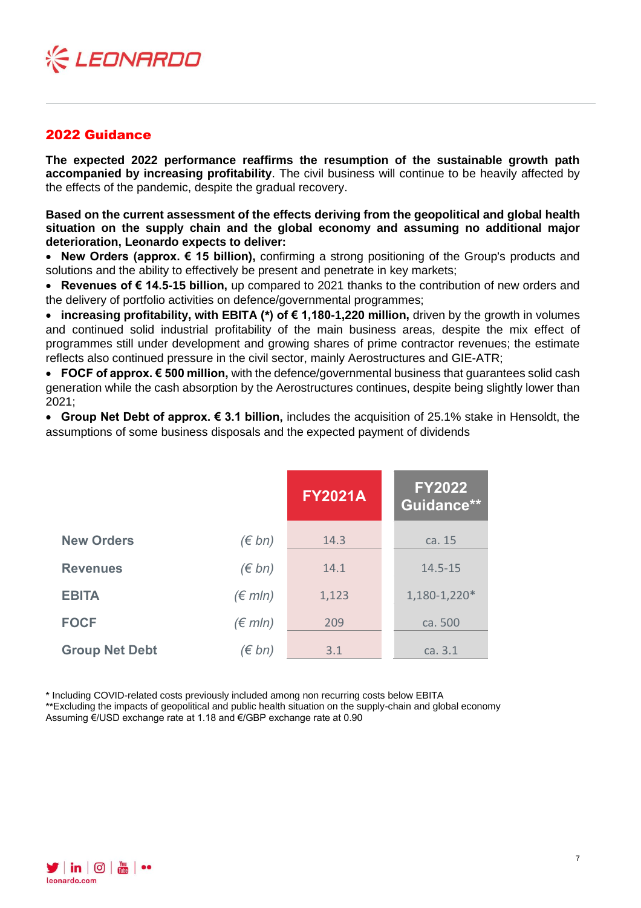## 2022 Guidance

**The expected 2022 performance reaffirms the resumption of the sustainable growth path accompanied by increasing profitability**. The civil business will continue to be heavily affected by the effects of the pandemic, despite the gradual recovery.

**Based on the current assessment of the effects deriving from the geopolitical and global health situation on the supply chain and the global economy and assuming no additional major deterioration, Leonardo expects to deliver:**

- **New Orders (approx. € 15 billion),** confirming a strong positioning of the Group's products and solutions and the ability to effectively be present and penetrate in key markets;
- **Revenues of € 14.5-15 billion,** up compared to 2021 thanks to the contribution of new orders and the delivery of portfolio activities on defence/governmental programmes;
- **increasing profitability, with EBITA (*) of € 1,180-1,220 million,** driven by the growth in volumes and continued solid industrial profitability of the main business areas, despite the mix effect of programmes still under development and growing shares of prime contractor revenues; the estimate reflects also continued pressure in the civil sector, mainly Aerostructures and GIE-ATR;
- **FOCF of approx. € 500 million,** with the defence/governmental business that guarantees solid cash generation while the cash absorption by the Aerostructures continues, despite being slightly lower than 2021;
- **Group Net Debt of approx. € 3.1 billion,** includes the acquisition of 25.1% stake in Hensoldt, the assumptions of some business disposals and the expected payment of dividends

| | | FY2021A | FY2022 Guidance** |
|---|---|---|---|
| **New Orders** | *(€ bn)* | 14.3 | ca. 15 |
| **Revenues** | *(€ bn)* | 14.1 | 14.5-15 |
| **EBITA** | *(€ mln)* | 1,123 | 1,180-1,220* |
| **FOCF** | *(€ mln)* | 209 | ca. 500 |
| **Group Net Debt** | *(€ bn)* | 3.1 | ca. 3.1 |

\* Including COVID-related costs previously included among non recurring costs below EBITA
**Excluding the impacts of geopolitical and public health situation on the supply-chain and global economy
Assuming €/USD exchange rate at 1.18 and €/GBP exchange rate at 0.90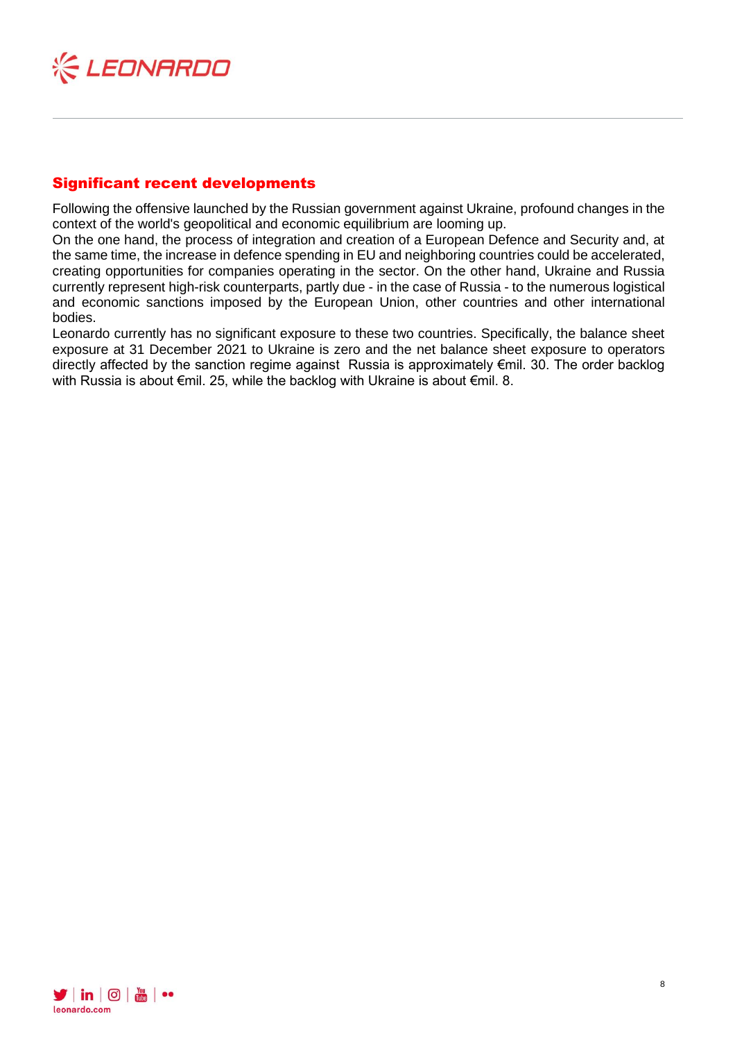## Significant recent developments

Following the offensive launched by the Russian government against Ukraine, profound changes in the context of the world's geopolitical and economic equilibrium are looming up.
On the one hand, the process of integration and creation of a European Defence and Security and, at the same time, the increase in defence spending in EU and neighboring countries could be accelerated, creating opportunities for companies operating in the sector. On the other hand, Ukraine and Russia currently represent high-risk counterparts, partly due - in the case of Russia - to the numerous logistical and economic sanctions imposed by the European Union, other countries and other international bodies.
Leonardo currently has no significant exposure to these two countries. Specifically, the balance sheet exposure at 31 December 2021 to Ukraine is zero and the net balance sheet exposure to operators directly affected by the sanction regime against Russia is approximately €mil. 30. The order backlog with Russia is about €mil. 25, while the backlog with Ukraine is about €mil. 8.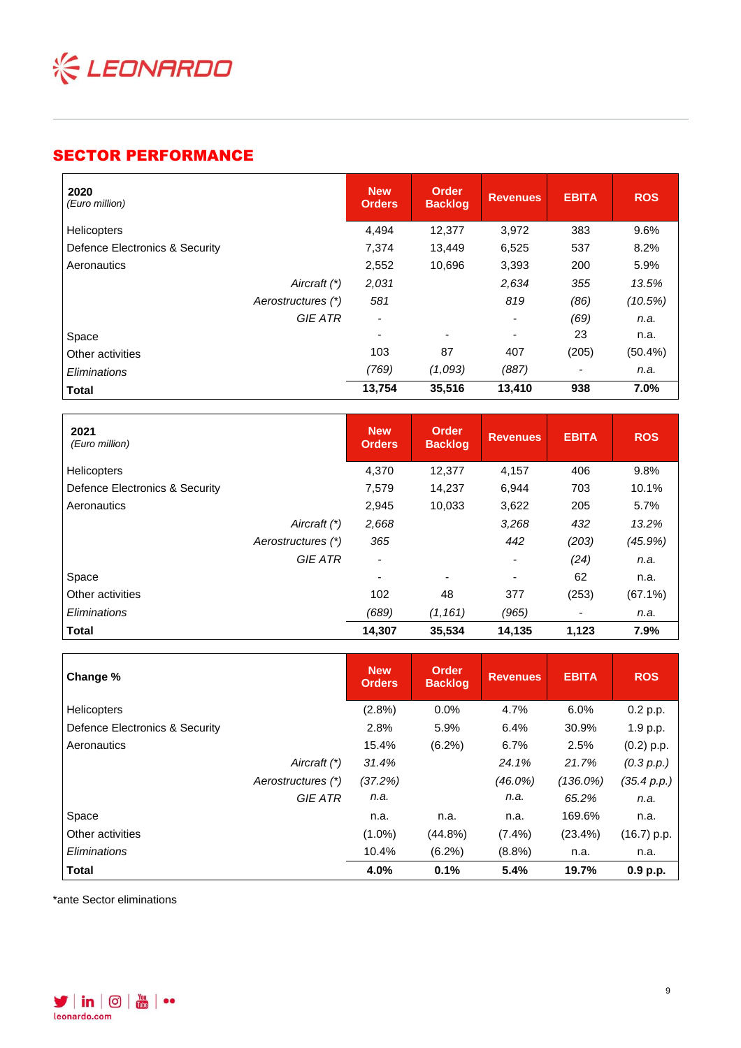## SECTOR PERFORMANCE

| **2020** *(Euro million)* | | New Orders | Order Backlog | Revenues | EBITA | ROS |
|---|---|---|---|---|---|---|
| Helicopters | | 4,494 | 12,377 | 3,972 | 383 | 9.6% |
| Defence Electronics & Security | | 7,374 | 13,449 | 6,525 | 537 | 8.2% |
| Aeronautics | | 2,552 | 10,696 | 3,393 | 200 | 5.9% |
| | *Aircraft (*)* | *2,031* | | *2,634* | *355* | *13.5%* |
| | *Aerostructures (*)* | *581* | | *819* | *(86)* | *(10.5%)* |
| | *GIE ATR* | *-* | | *-* | *(69)* | *n.a.* |
| Space | | - | - | - | 23 | n.a. |
| Other activities | | 103 | 87 | 407 | (205) | (50.4%) |
| *Eliminations* | | *(769)* | *(1,093)* | *(887)* | *-* | *n.a.* |
| **Total** | | **13,754** | **35,516** | **13,410** | **938** | **7.0%** |

| **2021** *(Euro million)* | | New Orders | Order Backlog | Revenues | EBITA | ROS |
|---|---|---|---|---|---|---|
| Helicopters | | 4,370 | 12,377 | 4,157 | 406 | 9.8% |
| Defence Electronics & Security | | 7,579 | 14,237 | 6,944 | 703 | 10.1% |
| Aeronautics | | 2,945 | 10,033 | 3,622 | 205 | 5.7% |
| | *Aircraft (*)* | *2,668* | | *3,268* | *432* | *13.2%* |
| | *Aerostructures (*)* | *365* | | *442* | *(203)* | *(45.9%)* |
| | *GIE ATR* | *-* | | *-* | *(24)* | *n.a.* |
| Space | | - | - | - | 62 | n.a. |
| Other activities | | 102 | 48 | 377 | (253) | (67.1%) |
| *Eliminations* | | *(689)* | *(1,161)* | *(965)* | *-* | *n.a.* |
| **Total** | | **14,307** | **35,534** | **14,135** | **1,123** | **7.9%** |

| **Change %** | | New Orders | Order Backlog | Revenues | EBITA | ROS |
|---|---|---|---|---|---|---|
| Helicopters | | (2.8%) | 0.0% | 4.7% | 6.0% | 0.2 p.p. |
| Defence Electronics & Security | | 2.8% | 5.9% | 6.4% | 30.9% | 1.9 p.p. |
| Aeronautics | | 15.4% | (6.2%) | 6.7% | 2.5% | (0.2) p.p. |
| | *Aircraft (*)* | *31.4%* | | *24.1%* | *21.7%* | *(0.3 p.p.)* |
| | *Aerostructures (*)* | *(37.2%)* | | *(46.0%)* | *(136.0%)* | *(35.4 p.p.)* |
| | *GIE ATR* | *n.a.* | | *n.a.* | *65.2%* | *n.a.* |
| Space | | n.a. | n.a. | n.a. | 169.6% | n.a. |
| Other activities | | (1.0%) | (44.8%) | (7.4%) | (23.4%) | (16.7) p.p. |
| *Eliminations* | | 10.4% | (6.2%) | (8.8%) | n.a. | n.a. |
| **Total** | | **4.0%** | **0.1%** | **5.4%** | **19.7%** | **0.9 p.p.** |

*ante Sector eliminations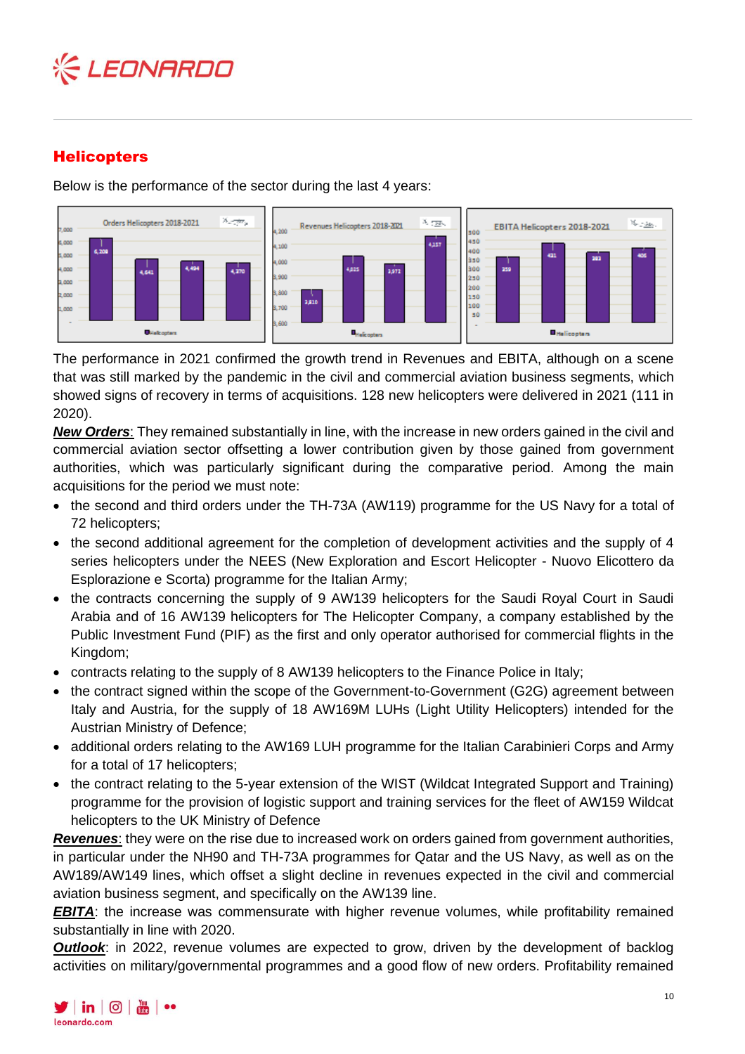## Helicopters

Below is the performance of the sector during the last 4 years:

The performance in 2021 confirmed the growth trend in Revenues and EBITA, although on a scene that was still marked by the pandemic in the civil and commercial aviation business segments, which showed signs of recovery in terms of acquisitions. 128 new helicopters were delivered in 2021 (111 in 2020).

***New Orders***: They remained substantially in line, with the increase in new orders gained in the civil and commercial aviation sector offsetting a lower contribution given by those gained from government authorities, which was particularly significant during the comparative period. Among the main acquisitions for the period we must note:

- the second and third orders under the TH-73A (AW119) programme for the US Navy for a total of 72 helicopters;
- the second additional agreement for the completion of development activities and the supply of 4 series helicopters under the NEES (New Exploration and Escort Helicopter - Nuovo Elicottero da Esplorazione e Scorta) programme for the Italian Army;
- the contracts concerning the supply of 9 AW139 helicopters for the Saudi Royal Court in Saudi Arabia and of 16 AW139 helicopters for The Helicopter Company, a company established by the Public Investment Fund (PIF) as the first and only operator authorised for commercial flights in the Kingdom;
- contracts relating to the supply of 8 AW139 helicopters to the Finance Police in Italy;
- the contract signed within the scope of the Government-to-Government (G2G) agreement between Italy and Austria, for the supply of 18 AW169M LUHs (Light Utility Helicopters) intended for the Austrian Ministry of Defence;
- additional orders relating to the AW169 LUH programme for the Italian Carabinieri Corps and Army for a total of 17 helicopters;
- the contract relating to the 5-year extension of the WIST (Wildcat Integrated Support and Training) programme for the provision of logistic support and training services for the fleet of AW159 Wildcat helicopters to the UK Ministry of Defence

***Revenues***: they were on the rise due to increased work on orders gained from government authorities, in particular under the NH90 and TH-73A programmes for Qatar and the US Navy, as well as on the AW189/AW149 lines, which offset a slight decline in revenues expected in the civil and commercial aviation business segment, and specifically on the AW139 line.

***EBITA***: the increase was commensurate with higher revenue volumes, while profitability remained substantially in line with 2020.

***Outlook***: in 2022, revenue volumes are expected to grow, driven by the development of backlog activities on military/governmental programmes and a good flow of new orders. Profitability remained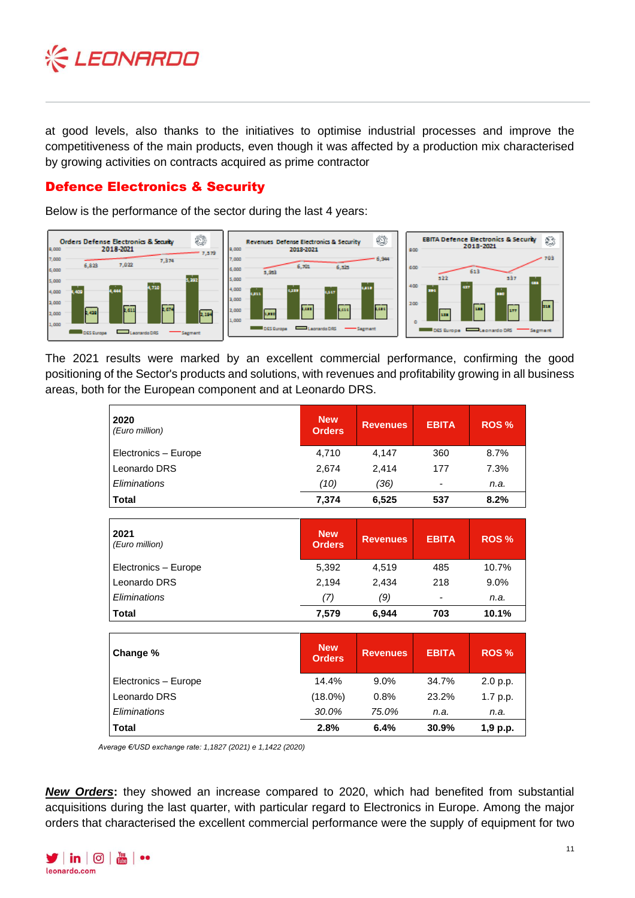at good levels, also thanks to the initiatives to optimise industrial processes and improve the competitiveness of the main products, even though it was affected by a production mix characterised by growing activities on contracts acquired as prime contractor

## Defence Electronics & Security

Below is the performance of the sector during the last 4 years:

The 2021 results were marked by an excellent commercial performance, confirming the good positioning of the Sector's products and solutions, with revenues and profitability growing in all business areas, both for the European component and at Leonardo DRS.

| **2020** *(Euro million)* | **New Orders** | **Revenues** | **EBITA** | **ROS %** |
|---|---|---|---|---|
| Electronics – Europe | 4,710 | 4,147 | 360 | 8.7% |
| Leonardo DRS | 2,674 | 2,414 | 177 | 7.3% |
| *Eliminations* | *(10)* | *(36)* | - | *n.a.* |
| **Total** | **7,374** | **6,525** | **537** | **8.2%** |

| **2021** *(Euro million)* | **New Orders** | **Revenues** | **EBITA** | **ROS %** |
|---|---|---|---|---|
| Electronics – Europe | 5,392 | 4,519 | 485 | 10.7% |
| Leonardo DRS | 2,194 | 2,434 | 218 | 9.0% |
| *Eliminations* | *(7)* | *(9)* | - | *n.a.* |
| **Total** | **7,579** | **6,944** | **703** | **10.1%** |

| **Change %** | **New Orders** | **Revenues** | **EBITA** | **ROS %** |
|---|---|---|---|---|
| Electronics – Europe | 14.4% | 9.0% | 34.7% | 2.0 p.p. |
| Leonardo DRS | (18.0%) | 0.8% | 23.2% | 1.7 p.p. |
| *Eliminations* | *30.0%* | *75.0%* | *n.a.* | *n.a.* |
| **Total** | **2.8%** | **6.4%** | **30.9%** | **1,9 p.p.** |

*Average €/USD exchange rate: 1,1827 (2021) e 1,1422 (2020)*

***New Orders*****:** they showed an increase compared to 2020, which had benefited from substantial acquisitions during the last quarter, with particular regard to Electronics in Europe. Among the major orders that characterised the excellent commercial performance were the supply of equipment for two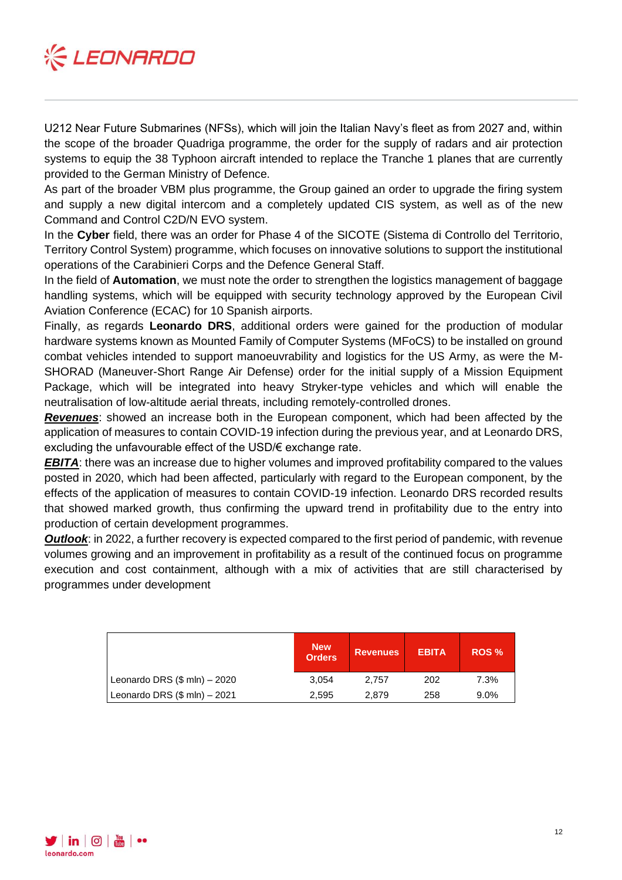U212 Near Future Submarines (NFSs), which will join the Italian Navy's fleet as from 2027 and, within the scope of the broader Quadriga programme, the order for the supply of radars and air protection systems to equip the 38 Typhoon aircraft intended to replace the Tranche 1 planes that are currently provided to the German Ministry of Defence.

As part of the broader VBM plus programme, the Group gained an order to upgrade the firing system and supply a new digital intercom and a completely updated CIS system, as well as of the new Command and Control C2D/N EVO system.

In the **Cyber** field, there was an order for Phase 4 of the SICOTE (Sistema di Controllo del Territorio, Territory Control System) programme, which focuses on innovative solutions to support the institutional operations of the Carabinieri Corps and the Defence General Staff.

In the field of **Automation**, we must note the order to strengthen the logistics management of baggage handling systems, which will be equipped with security technology approved by the European Civil Aviation Conference (ECAC) for 10 Spanish airports.

Finally, as regards **Leonardo DRS**, additional orders were gained for the production of modular hardware systems known as Mounted Family of Computer Systems (MFoCS) to be installed on ground combat vehicles intended to support manoeuvrability and logistics for the US Army, as were the M-SHORAD (Maneuver-Short Range Air Defense) order for the initial supply of a Mission Equipment Package, which will be integrated into heavy Stryker-type vehicles and which will enable the neutralisation of low-altitude aerial threats, including remotely-controlled drones.

***Revenues***: showed an increase both in the European component, which had been affected by the application of measures to contain COVID-19 infection during the previous year, and at Leonardo DRS, excluding the unfavourable effect of the USD/€ exchange rate.

***EBITA***: there was an increase due to higher volumes and improved profitability compared to the values posted in 2020, which had been affected, particularly with regard to the European component, by the effects of the application of measures to contain COVID-19 infection. Leonardo DRS recorded results that showed marked growth, thus confirming the upward trend in profitability due to the entry into production of certain development programmes.

***Outlook***: in 2022, a further recovery is expected compared to the first period of pandemic, with revenue volumes growing and an improvement in profitability as a result of the continued focus on programme execution and cost containment, although with a mix of activities that are still characterised by programmes under development

| | New Orders | Revenues | EBITA | ROS % |
|---|---|---|---|---|
| Leonardo DRS ($ mln) – 2020 | 3,054 | 2,757 | 202 | 7.3% |
| Leonardo DRS ($ mln) – 2021 | 2,595 | 2,879 | 258 | 9.0% |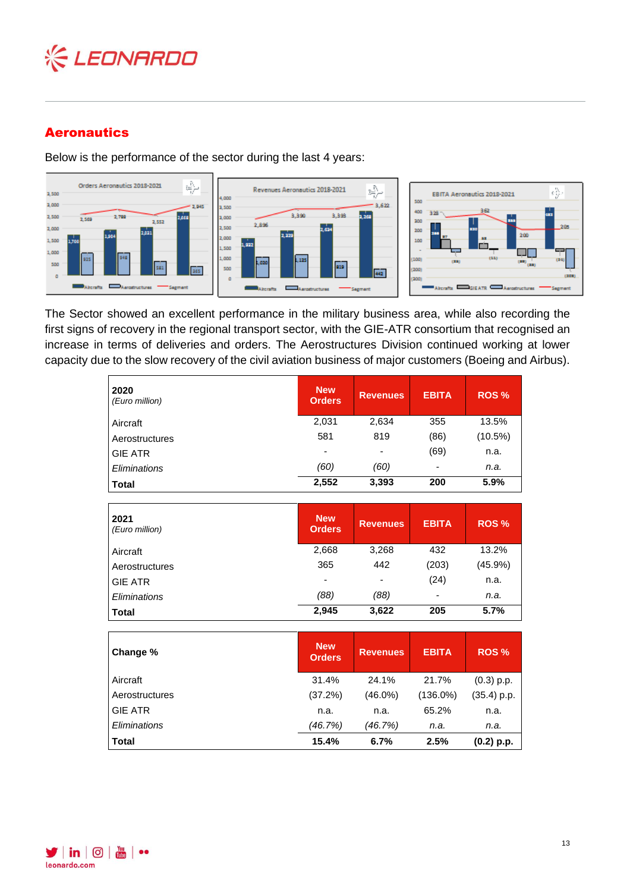## Aeronautics

Below is the performance of the sector during the last 4 years:

The Sector showed an excellent performance in the military business area, while also recording the first signs of recovery in the regional transport sector, with the GIE-ATR consortium that recognised an increase in terms of deliveries and orders. The Aerostructures Division continued working at lower capacity due to the slow recovery of the civil aviation business of major customers (Boeing and Airbus).

| **2020** *(Euro million)* | **New Orders** | **Revenues** | **EBITA** | **ROS %** |
|---|---|---|---|---|
| Aircraft | 2,031 | 2,634 | 355 | 13.5% |
| Aerostructures | 581 | 819 | (86) | (10.5%) |
| GIE ATR | - | - | (69) | n.a. |
| *Eliminations* | *(60)* | *(60)* | - | *n.a.* |
| **Total** | **2,552** | **3,393** | **200** | **5.9%** |

| **2021** *(Euro million)* | **New Orders** | **Revenues** | **EBITA** | **ROS %** |
|---|---|---|---|---|
| Aircraft | 2,668 | 3,268 | 432 | 13.2% |
| Aerostructures | 365 | 442 | (203) | (45.9%) |
| GIE ATR | - | - | (24) | n.a. |
| *Eliminations* | *(88)* | *(88)* | - | *n.a.* |
| **Total** | **2,945** | **3,622** | **205** | **5.7%** |

| **Change %** | **New Orders** | **Revenues** | **EBITA** | **ROS %** |
|---|---|---|---|---|
| Aircraft | 31.4% | 24.1% | 21.7% | (0.3) p.p. |
| Aerostructures | (37.2%) | (46.0%) | (136.0%) | (35.4) p.p. |
| GIE ATR | n.a. | n.a. | 65.2% | n.a. |
| *Eliminations* | *(46.7%)* | *(46.7%)* | *n.a.* | *n.a.* |
| **Total** | **15.4%** | **6.7%** | **2.5%** | **(0.2) p.p.** |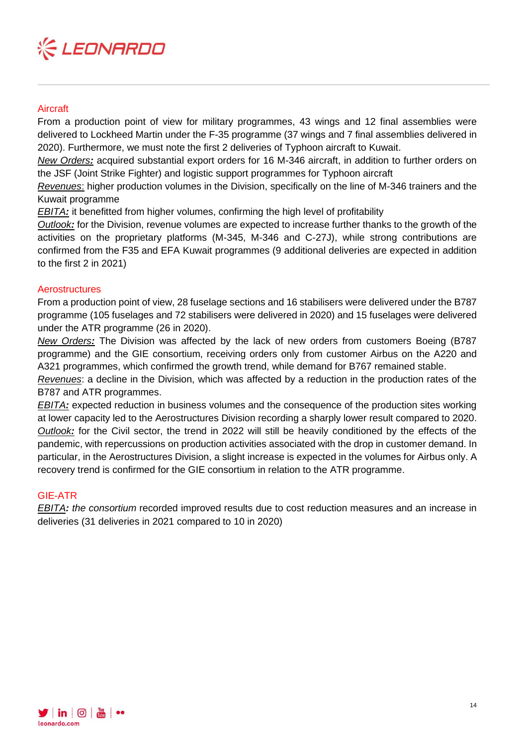## Aircraft

From a production point of view for military programmes, 43 wings and 12 final assemblies were delivered to Lockheed Martin under the F-35 programme (37 wings and 7 final assemblies delivered in 2020). Furthermore, we must note the first 2 deliveries of Typhoon aircraft to Kuwait.

*New Orders:* acquired substantial export orders for 16 M-346 aircraft, in addition to further orders on the JSF (Joint Strike Fighter) and logistic support programmes for Typhoon aircraft

*Revenues*: higher production volumes in the Division, specifically on the line of M-346 trainers and the Kuwait programme

*EBITA:* it benefitted from higher volumes, confirming the high level of profitability

*Outlook:* for the Division, revenue volumes are expected to increase further thanks to the growth of the activities on the proprietary platforms (M-345, M-346 and C-27J), while strong contributions are confirmed from the F35 and EFA Kuwait programmes (9 additional deliveries are expected in addition to the first 2 in 2021)

## Aerostructures

From a production point of view, 28 fuselage sections and 16 stabilisers were delivered under the B787 programme (105 fuselages and 72 stabilisers were delivered in 2020) and 15 fuselages were delivered under the ATR programme (26 in 2020).

*New Orders:* The Division was affected by the lack of new orders from customers Boeing (B787 programme) and the GIE consortium, receiving orders only from customer Airbus on the A220 and A321 programmes, which confirmed the growth trend, while demand for B767 remained stable.

*Revenues*: a decline in the Division, which was affected by a reduction in the production rates of the B787 and ATR programmes.

*EBITA:* expected reduction in business volumes and the consequence of the production sites working at lower capacity led to the Aerostructures Division recording a sharply lower result compared to 2020.

*Outlook:* for the Civil sector, the trend in 2022 will still be heavily conditioned by the effects of the pandemic, with repercussions on production activities associated with the drop in customer demand. In particular, in the Aerostructures Division, a slight increase is expected in the volumes for Airbus only. A recovery trend is confirmed for the GIE consortium in relation to the ATR programme.

## GIE-ATR

*EBITA: the consortium* recorded improved results due to cost reduction measures and an increase in deliveries (31 deliveries in 2021 compared to 10 in 2020)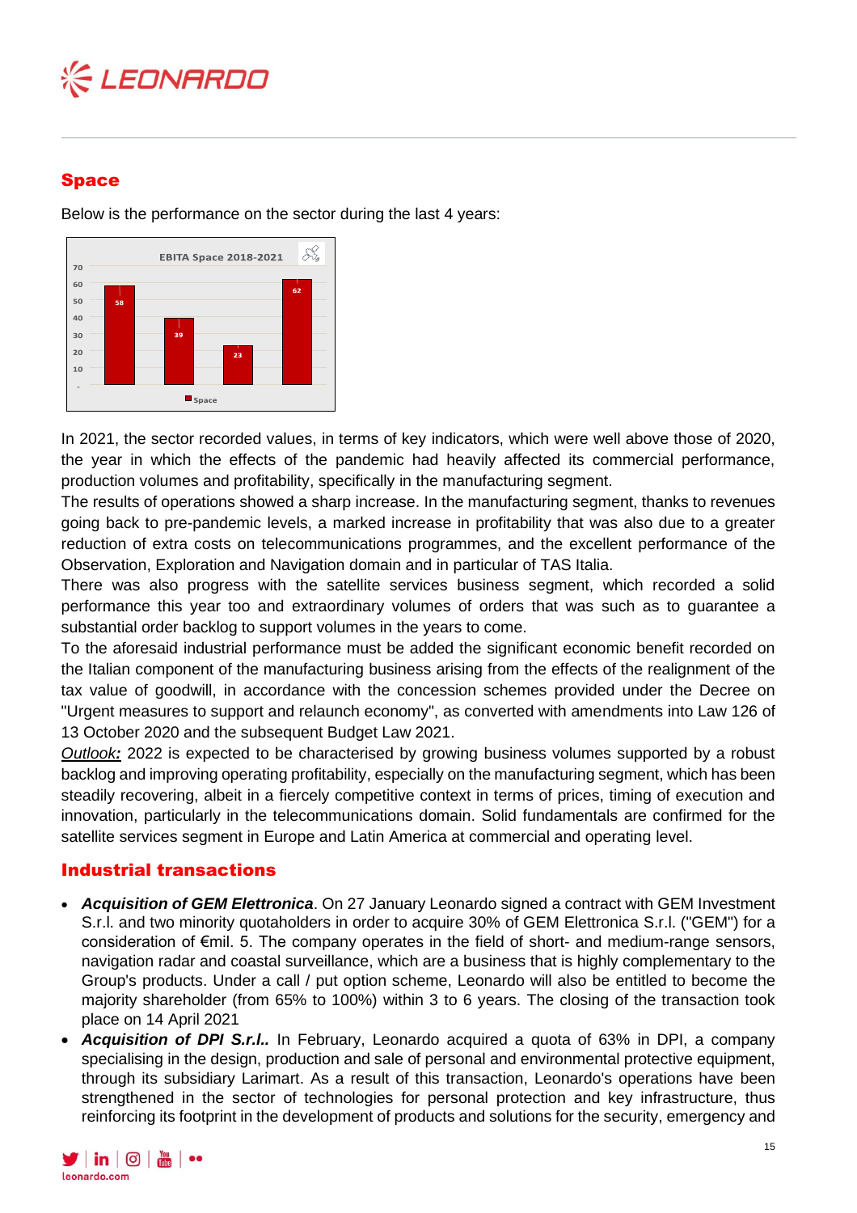## Space

Below is the performance on the sector during the last 4 years:

EBITA Space 2018-2021

| | Space |
|---|---|
| 2018 | 58 |
| 2019 | 39 |
| 2020 | 23 |
| 2021 | 62 |

In 2021, the sector recorded values, in terms of key indicators, which were well above those of 2020, the year in which the effects of the pandemic had heavily affected its commercial performance, production volumes and profitability, specifically in the manufacturing segment.
The results of operations showed a sharp increase. In the manufacturing segment, thanks to revenues going back to pre-pandemic levels, a marked increase in profitability that was also due to a greater reduction of extra costs on telecommunications programmes, and the excellent performance of the Observation, Exploration and Navigation domain and in particular of TAS Italia.
There was also progress with the satellite services business segment, which recorded a solid performance this year too and extraordinary volumes of orders that was such as to guarantee a substantial order backlog to support volumes in the years to come.
To the aforesaid industrial performance must be added the significant economic benefit recorded on the Italian component of the manufacturing business arising from the effects of the realignment of the tax value of goodwill, in accordance with the concession schemes provided under the Decree on "Urgent measures to support and relaunch economy", as converted with amendments into Law 126 of 13 October 2020 and the subsequent Budget Law 2021.
***Outlook:*** 2022 is expected to be characterised by growing business volumes supported by a robust backlog and improving operating profitability, especially on the manufacturing segment, which has been steadily recovering, albeit in a fiercely competitive context in terms of prices, timing of execution and innovation, particularly in the telecommunications domain. Solid fundamentals are confirmed for the satellite services segment in Europe and Latin America at commercial and operating level.

## Industrial transactions

- ***Acquisition of GEM Elettronica***. On 27 January Leonardo signed a contract with GEM Investment S.r.l. and two minority quotaholders in order to acquire 30% of GEM Elettronica S.r.l. ("GEM") for a consideration of €mil. 5. The company operates in the field of short- and medium-range sensors, navigation radar and coastal surveillance, which are a business that is highly complementary to the Group's products. Under a call / put option scheme, Leonardo will also be entitled to become the majority shareholder (from 65% to 100%) within 3 to 6 years. The closing of the transaction took place on 14 April 2021
- ***Acquisition of DPI S.r.l.*** In February, Leonardo acquired a quota of 63% in DPI, a company specialising in the design, production and sale of personal and environmental protective equipment, through its subsidiary Larimart. As a result of this transaction, Leonardo's operations have been strengthened in the sector of technologies for personal protection and key infrastructure, thus reinforcing its footprint in the development of products and solutions for the security, emergency and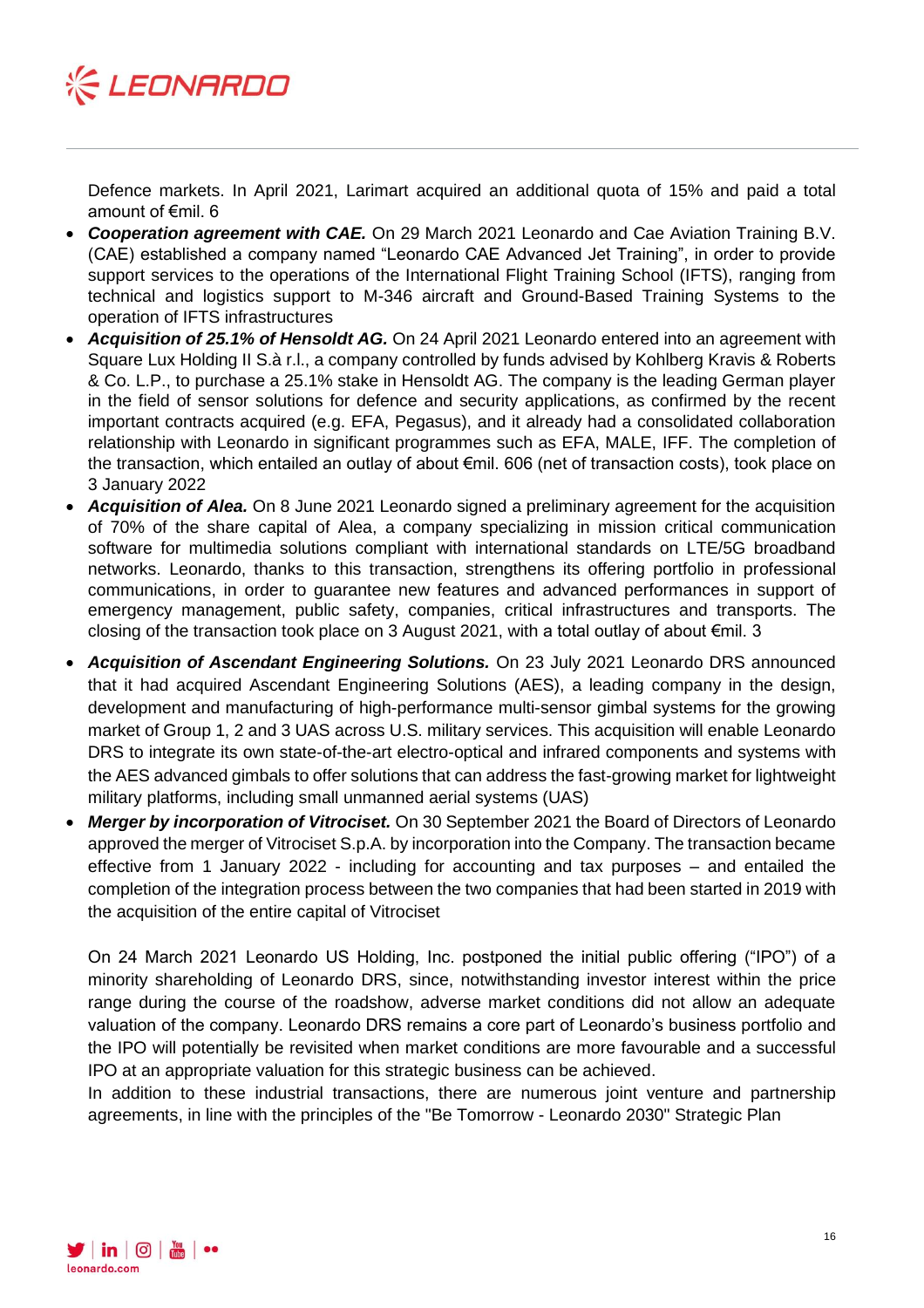Defence markets. In April 2021, Larimart acquired an additional quota of 15% and paid a total amount of €mil. 6

- ***Cooperation agreement with CAE.*** On 29 March 2021 Leonardo and Cae Aviation Training B.V. (CAE) established a company named "Leonardo CAE Advanced Jet Training", in order to provide support services to the operations of the International Flight Training School (IFTS), ranging from technical and logistics support to M-346 aircraft and Ground-Based Training Systems to the operation of IFTS infrastructures
- ***Acquisition of 25.1% of Hensoldt AG.*** On 24 April 2021 Leonardo entered into an agreement with Square Lux Holding II S.à r.l., a company controlled by funds advised by Kohlberg Kravis & Roberts & Co. L.P., to purchase a 25.1% stake in Hensoldt AG. The company is the leading German player in the field of sensor solutions for defence and security applications, as confirmed by the recent important contracts acquired (e.g. EFA, Pegasus), and it already had a consolidated collaboration relationship with Leonardo in significant programmes such as EFA, MALE, IFF. The completion of the transaction, which entailed an outlay of about €mil. 606 (net of transaction costs), took place on 3 January 2022
- ***Acquisition of Alea.*** On 8 June 2021 Leonardo signed a preliminary agreement for the acquisition of 70% of the share capital of Alea, a company specializing in mission critical communication software for multimedia solutions compliant with international standards on LTE/5G broadband networks. Leonardo, thanks to this transaction, strengthens its offering portfolio in professional communications, in order to guarantee new features and advanced performances in support of emergency management, public safety, companies, critical infrastructures and transports. The closing of the transaction took place on 3 August 2021, with a total outlay of about €mil. 3
- ***Acquisition of Ascendant Engineering Solutions.*** On 23 July 2021 Leonardo DRS announced that it had acquired Ascendant Engineering Solutions (AES), a leading company in the design, development and manufacturing of high-performance multi-sensor gimbal systems for the growing market of Group 1, 2 and 3 UAS across U.S. military services. This acquisition will enable Leonardo DRS to integrate its own state-of-the-art electro-optical and infrared components and systems with the AES advanced gimbals to offer solutions that can address the fast-growing market for lightweight military platforms, including small unmanned aerial systems (UAS)
- ***Merger by incorporation of Vitrociset.*** On 30 September 2021 the Board of Directors of Leonardo approved the merger of Vitrociset S.p.A. by incorporation into the Company. The transaction became effective from 1 January 2022 - including for accounting and tax purposes – and entailed the completion of the integration process between the two companies that had been started in 2019 with the acquisition of the entire capital of Vitrociset

On 24 March 2021 Leonardo US Holding, Inc. postponed the initial public offering ("IPO") of a minority shareholding of Leonardo DRS, since, notwithstanding investor interest within the price range during the course of the roadshow, adverse market conditions did not allow an adequate valuation of the company. Leonardo DRS remains a core part of Leonardo's business portfolio and the IPO will potentially be revisited when market conditions are more favourable and a successful IPO at an appropriate valuation for this strategic business can be achieved.

In addition to these industrial transactions, there are numerous joint venture and partnership agreements, in line with the principles of the "Be Tomorrow - Leonardo 2030" Strategic Plan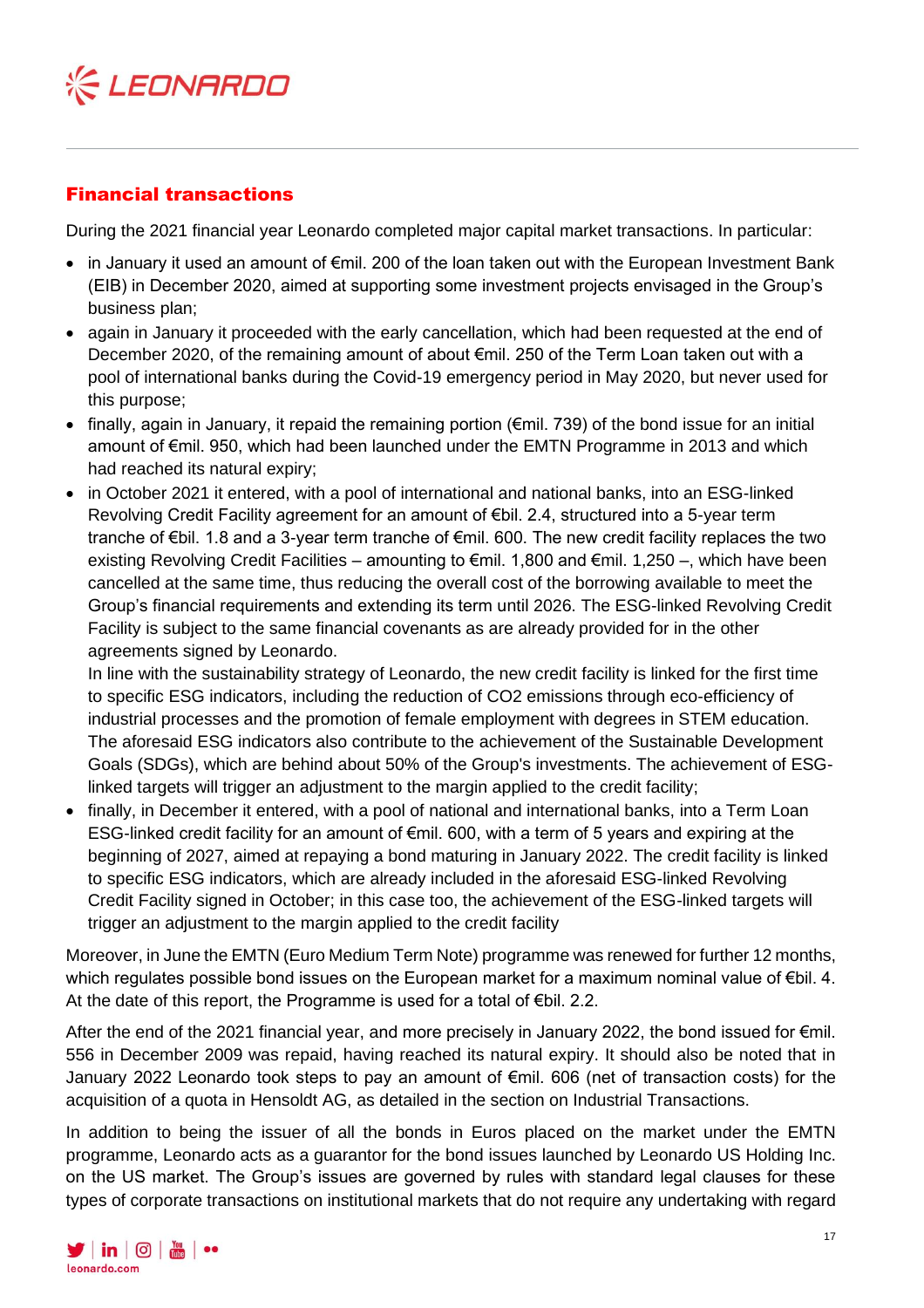## Financial transactions

During the 2021 financial year Leonardo completed major capital market transactions. In particular:

- in January it used an amount of €mil. 200 of the loan taken out with the European Investment Bank (EIB) in December 2020, aimed at supporting some investment projects envisaged in the Group's business plan;
- again in January it proceeded with the early cancellation, which had been requested at the end of December 2020, of the remaining amount of about €mil. 250 of the Term Loan taken out with a pool of international banks during the Covid-19 emergency period in May 2020, but never used for this purpose;
- finally, again in January, it repaid the remaining portion (€mil. 739) of the bond issue for an initial amount of €mil. 950, which had been launched under the EMTN Programme in 2013 and which had reached its natural expiry;
- in October 2021 it entered, with a pool of international and national banks, into an ESG-linked Revolving Credit Facility agreement for an amount of €bil. 2.4, structured into a 5-year term tranche of €bil. 1.8 and a 3-year term tranche of €mil. 600. The new credit facility replaces the two existing Revolving Credit Facilities – amounting to €mil. 1,800 and €mil. 1,250 –, which have been cancelled at the same time, thus reducing the overall cost of the borrowing available to meet the Group's financial requirements and extending its term until 2026. The ESG-linked Revolving Credit Facility is subject to the same financial covenants as are already provided for in the other agreements signed by Leonardo.
  In line with the sustainability strategy of Leonardo, the new credit facility is linked for the first time to specific ESG indicators, including the reduction of $CO_2$ emissions through eco-efficiency of industrial processes and the promotion of female employment with degrees in STEM education. The aforesaid ESG indicators also contribute to the achievement of the Sustainable Development Goals (SDGs), which are behind about 50% of the Group's investments. The achievement of ESG-linked targets will trigger an adjustment to the margin applied to the credit facility;
- finally, in December it entered, with a pool of national and international banks, into a Term Loan ESG-linked credit facility for an amount of €mil. 600, with a term of 5 years and expiring at the beginning of 2027, aimed at repaying a bond maturing in January 2022. The credit facility is linked to specific ESG indicators, which are already included in the aforesaid ESG-linked Revolving Credit Facility signed in October; in this case too, the achievement of the ESG-linked targets will trigger an adjustment to the margin applied to the credit facility

Moreover, in June the EMTN (Euro Medium Term Note) programme was renewed for further 12 months, which regulates possible bond issues on the European market for a maximum nominal value of €bil. 4. At the date of this report, the Programme is used for a total of €bil. 2.2.

After the end of the 2021 financial year, and more precisely in January 2022, the bond issued for €mil. 556 in December 2009 was repaid, having reached its natural expiry. It should also be noted that in January 2022 Leonardo took steps to pay an amount of €mil. 606 (net of transaction costs) for the acquisition of a quota in Hensoldt AG, as detailed in the section on Industrial Transactions.

In addition to being the issuer of all the bonds in Euros placed on the market under the EMTN programme, Leonardo acts as a guarantor for the bond issues launched by Leonardo US Holding Inc. on the US market. The Group's issues are governed by rules with standard legal clauses for these types of corporate transactions on institutional markets that do not require any undertaking with regard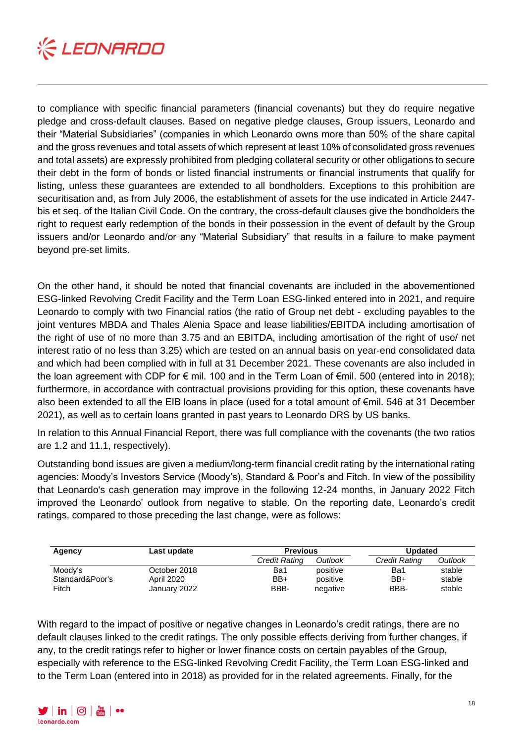to compliance with specific financial parameters (financial covenants) but they do require negative pledge and cross-default clauses. Based on negative pledge clauses, Group issuers, Leonardo and their "Material Subsidiaries" (companies in which Leonardo owns more than 50% of the share capital and the gross revenues and total assets of which represent at least 10% of consolidated gross revenues and total assets) are expressly prohibited from pledging collateral security or other obligations to secure their debt in the form of bonds or listed financial instruments or financial instruments that qualify for listing, unless these guarantees are extended to all bondholders. Exceptions to this prohibition are securitisation and, as from July 2006, the establishment of assets for the use indicated in Article 2447-bis et seq. of the Italian Civil Code. On the contrary, the cross-default clauses give the bondholders the right to request early redemption of the bonds in their possession in the event of default by the Group issuers and/or Leonardo and/or any "Material Subsidiary" that results in a failure to make payment beyond pre-set limits.

On the other hand, it should be noted that financial covenants are included in the abovementioned ESG-linked Revolving Credit Facility and the Term Loan ESG-linked entered into in 2021, and require Leonardo to comply with two Financial ratios (the ratio of Group net debt - excluding payables to the joint ventures MBDA and Thales Alenia Space and lease liabilities/EBITDA including amortisation of the right of use of no more than 3.75 and an EBITDA, including amortisation of the right of use/ net interest ratio of no less than 3.25) which are tested on an annual basis on year-end consolidated data and which had been complied with in full at 31 December 2021. These covenants are also included in the loan agreement with CDP for € mil. 100 and in the Term Loan of €mil. 500 (entered into in 2018); furthermore, in accordance with contractual provisions providing for this option, these covenants have also been extended to all the EIB loans in place (used for a total amount of €mil. 546 at 31 December 2021), as well as to certain loans granted in past years to Leonardo DRS by US banks.

In relation to this Annual Financial Report, there was full compliance with the covenants (the two ratios are 1.2 and 11.1, respectively).

Outstanding bond issues are given a medium/long-term financial credit rating by the international rating agencies: Moody's Investors Service (Moody's), Standard & Poor's and Fitch. In view of the possibility that Leonardo's cash generation may improve in the following 12-24 months, in January 2022 Fitch improved the Leonardo' outlook from negative to stable. On the reporting date, Leonardo's credit ratings, compared to those preceding the last change, were as follows:

| Agency | Last update | Previous | | Updated | |
|---|---|---|---|---|---|
| | | *Credit Rating* | *Outlook* | *Credit Rating* | *Outlook* |
| Moody's | October 2018 | Ba1 | positive | Ba1 | stable |
| Standard&Poor's | April 2020 | BB+ | positive | BB+ | stable |
| Fitch | January 2022 | BBB- | negative | BBB- | stable |

With regard to the impact of positive or negative changes in Leonardo's credit ratings, there are no default clauses linked to the credit ratings. The only possible effects deriving from further changes, if any, to the credit ratings refer to higher or lower finance costs on certain payables of the Group, especially with reference to the ESG-linked Revolving Credit Facility, the Term Loan ESG-linked and to the Term Loan (entered into in 2018) as provided for in the related agreements. Finally, for the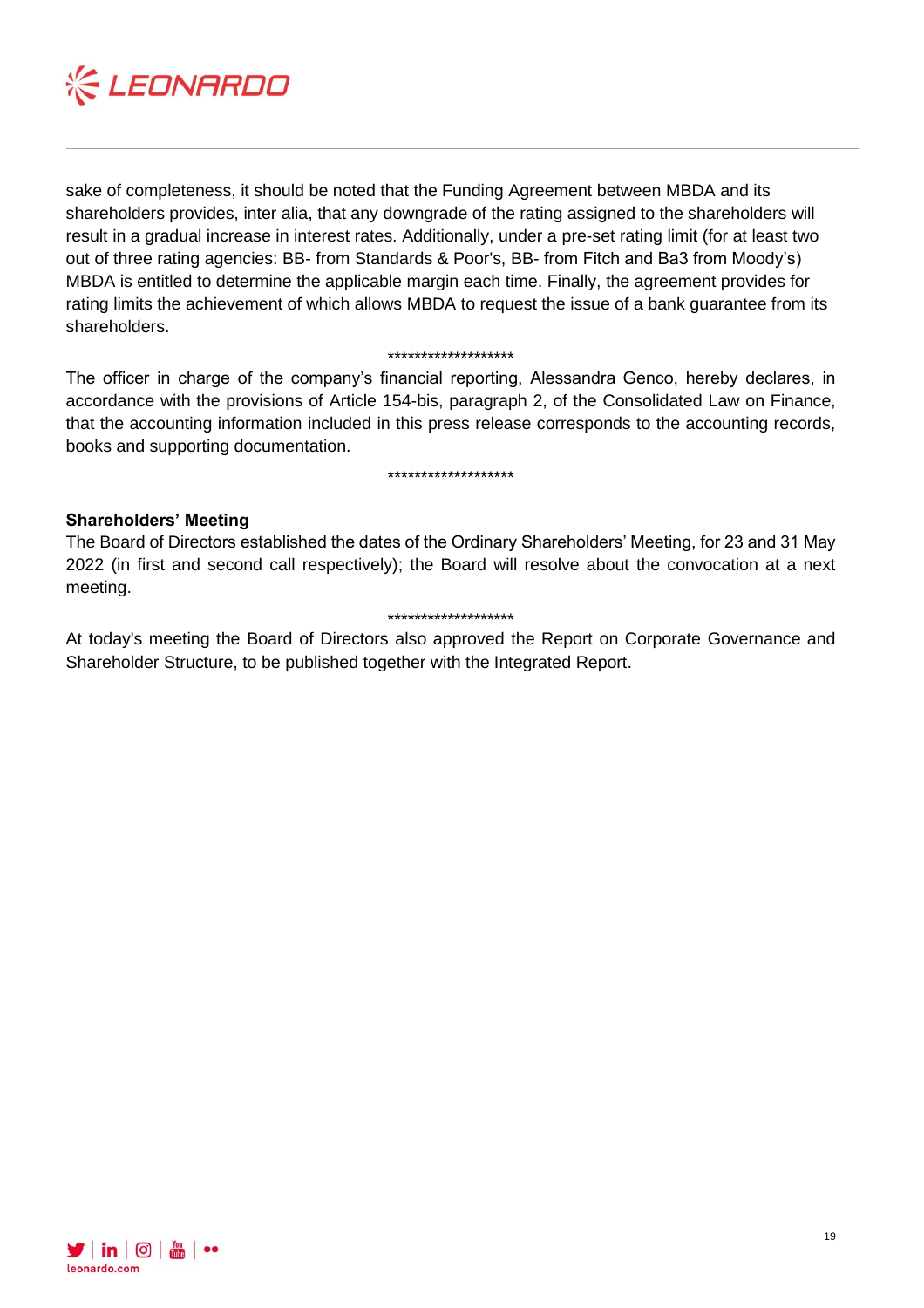sake of completeness, it should be noted that the Funding Agreement between MBDA and its shareholders provides, inter alia, that any downgrade of the rating assigned to the shareholders will result in a gradual increase in interest rates. Additionally, under a pre-set rating limit (for at least two out of three rating agencies: BB- from Standards & Poor's, BB- from Fitch and Ba3 from Moody's) MBDA is entitled to determine the applicable margin each time. Finally, the agreement provides for rating limits the achievement of which allows MBDA to request the issue of a bank guarantee from its shareholders.

*******************

The officer in charge of the company's financial reporting, Alessandra Genco, hereby declares, in accordance with the provisions of Article 154-bis, paragraph 2, of the Consolidated Law on Finance, that the accounting information included in this press release corresponds to the accounting records, books and supporting documentation.

*******************

**Shareholders' Meeting**

The Board of Directors established the dates of the Ordinary Shareholders' Meeting, for 23 and 31 May 2022 (in first and second call respectively); the Board will resolve about the convocation at a next meeting.

*******************

At today's meeting the Board of Directors also approved the Report on Corporate Governance and Shareholder Structure, to be published together with the Integrated Report.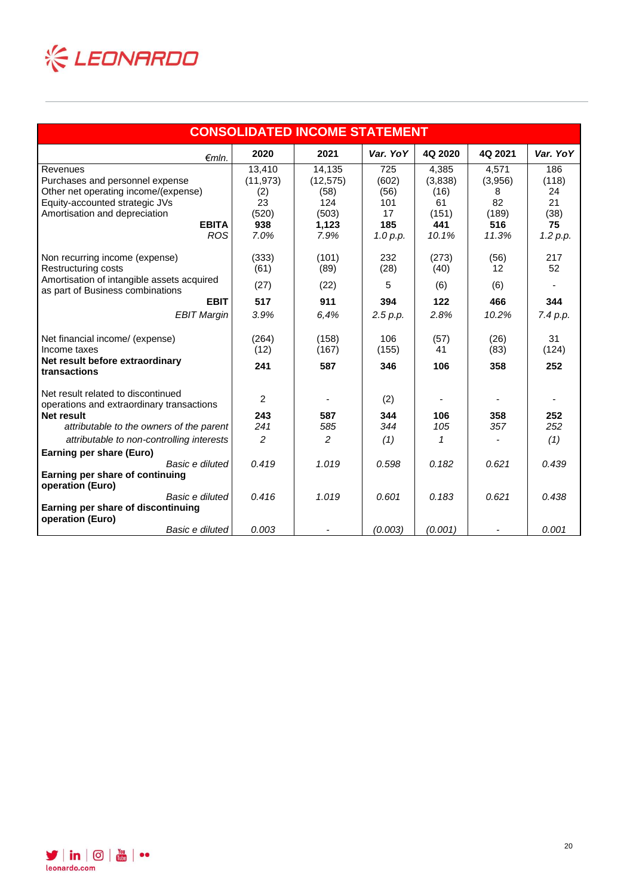## CONSOLIDATED INCOME STATEMENT

| *€mln.* | 2020 | 2021 | *Var. YoY* | 4Q 2020 | 4Q 2021 | *Var. YoY* |
|---|---|---|---|---|---|---|
| Revenues | 13,410 | 14,135 | 725 | 4,385 | 4,571 | 186 |
| Purchases and personnel expense | (11,973) | (12,575) | (602) | (3,838) | (3,956) | (118) |
| Other net operating income/(expense) | (2) | (58) | (56) | (16) | 8 | 24 |
| Equity-accounted strategic JVs | 23 | 124 | 101 | 61 | 82 | 21 |
| Amortisation and depreciation | (520) | (503) | 17 | (151) | (189) | (38) |
| **EBITA** | **938** | **1,123** | **185** | **441** | **516** | **75** |
| *ROS* | *7.0%* | *7.9%* | *1.0 p.p.* | *10.1%* | *11.3%* | *1.2 p.p.* |
| Non recurring income (expense) | (333) | (101) | 232 | (273) | (56) | 217 |
| Restructuring costs | (61) | (89) | (28) | (40) | 12 | 52 |
| Amortisation of intangible assets acquired as part of Business combinations | (27) | (22) | 5 | (6) | (6) | - |
| **EBIT** | **517** | **911** | **394** | **122** | **466** | **344** |
| *EBIT Margin* | *3.9%* | *6,4%* | *2.5 p.p.* | *2.8%* | *10.2%* | *7.4 p.p.* |
| Net financial income/ (expense) | (264) | (158) | 106 | (57) | (26) | 31 |
| Income taxes | (12) | (167) | (155) | 41 | (83) | (124) |
| **Net result before extraordinary transactions** | **241** | **587** | **346** | **106** | **358** | **252** |
| Net result related to discontinued operations and extraordinary transactions | 2 | - | (2) | - | - | - |
| **Net result** | **243** | **587** | **344** | **106** | **358** | **252** |
| *attributable to the owners of the parent* | *241* | *585* | *344* | *105* | *357* | *252* |
| *attributable to non-controlling interests* | *2* | *2* | *(1)* | *1* | *-* | *(1)* |
| **Earning per share (Euro)** | | | | | | |
| *Basic e diluted* | *0.419* | *1.019* | *0.598* | *0.182* | *0.621* | *0.439* |
| **Earning per share of continuing operation (Euro)** | | | | | | |
| *Basic e diluted* | *0.416* | *1.019* | *0.601* | *0.183* | *0.621* | *0.438* |
| **Earning per share of discontinuing operation (Euro)** | | | | | | |
| *Basic e diluted* | *0.003* | *-* | *(0.003)* | *(0.001)* | *-* | *0.001* |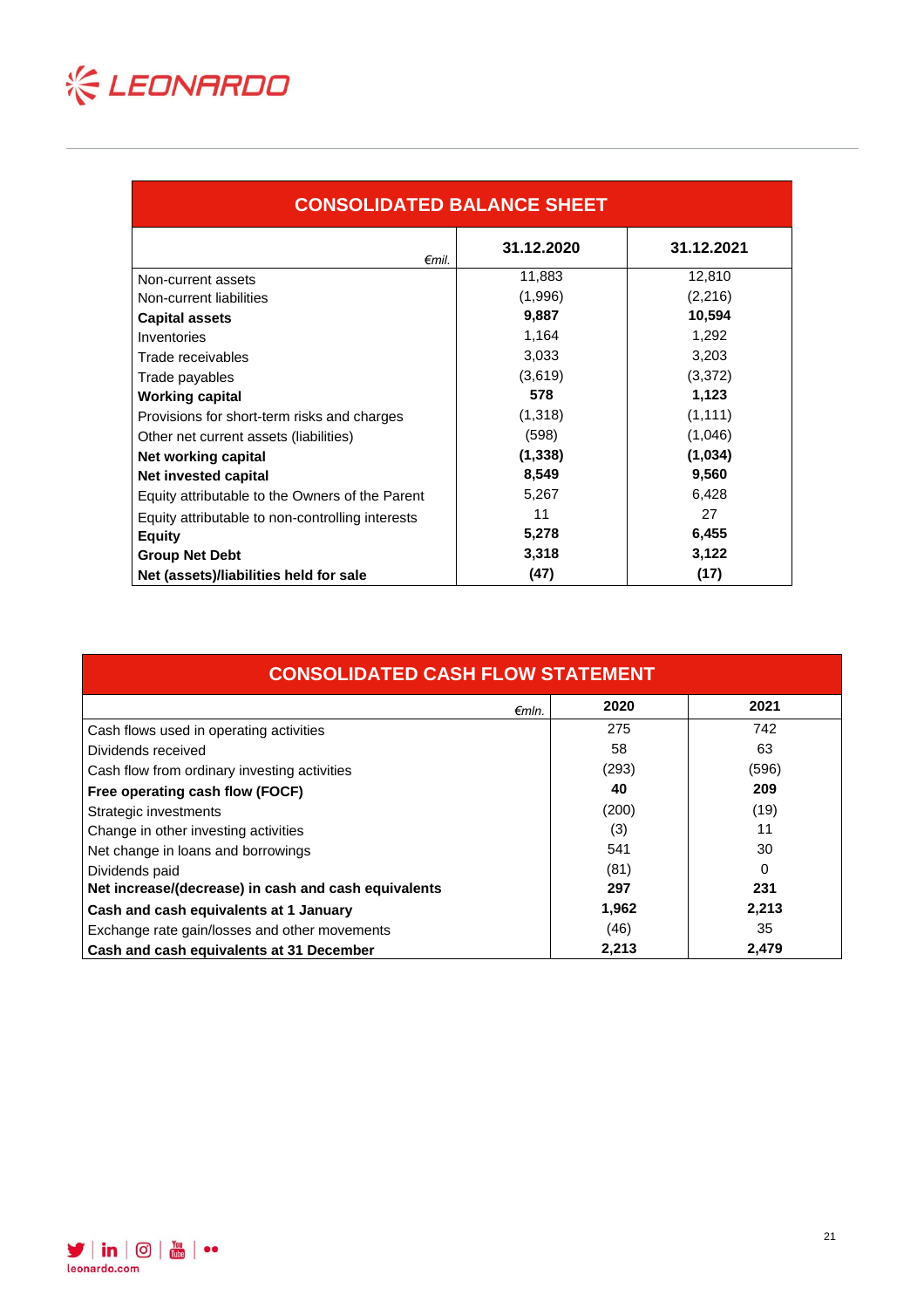## CONSOLIDATED BALANCE SHEET

| *€mil.* | 31.12.2020 | 31.12.2021 |
|---|---|---|
| Non-current assets | 11,883 | 12,810 |
| Non-current liabilities | (1,996) | (2,216) |
| **Capital assets** | **9,887** | **10,594** |
| Inventories | 1,164 | 1,292 |
| Trade receivables | 3,033 | 3,203 |
| Trade payables | (3,619) | (3,372) |
| **Working capital** | **578** | **1,123** |
| Provisions for short-term risks and charges | (1,318) | (1,111) |
| Other net current assets (liabilities) | (598) | (1,046) |
| **Net working capital** | **(1,338)** | **(1,034)** |
| **Net invested capital** | **8,549** | **9,560** |
| Equity attributable to the Owners of the Parent | 5,267 | 6,428 |
| Equity attributable to non-controlling interests | 11 | 27 |
| **Equity** | **5,278** | **6,455** |
| **Group Net Debt** | **3,318** | **3,122** |
| **Net (assets)/liabilities held for sale** | **(47)** | **(17)** |

## CONSOLIDATED CASH FLOW STATEMENT

| *€mln.* | 2020 | 2021 |
|---|---|---|
| Cash flows used in operating activities | 275 | 742 |
| Dividends received | 58 | 63 |
| Cash flow from ordinary investing activities | (293) | (596) |
| **Free operating cash flow (FOCF)** | **40** | **209** |
| Strategic investments | (200) | (19) |
| Change in other investing activities | (3) | 11 |
| Net change in loans and borrowings | 541 | 30 |
| Dividends paid | (81) | 0 |
| **Net increase/(decrease) in cash and cash equivalents** | **297** | **231** |
| **Cash and cash equivalents at 1 January** | **1,962** | **2,213** |
| Exchange rate gain/losses and other movements | (46) | 35 |
| **Cash and cash equivalents at 31 December** | **2,213** | **2,479** |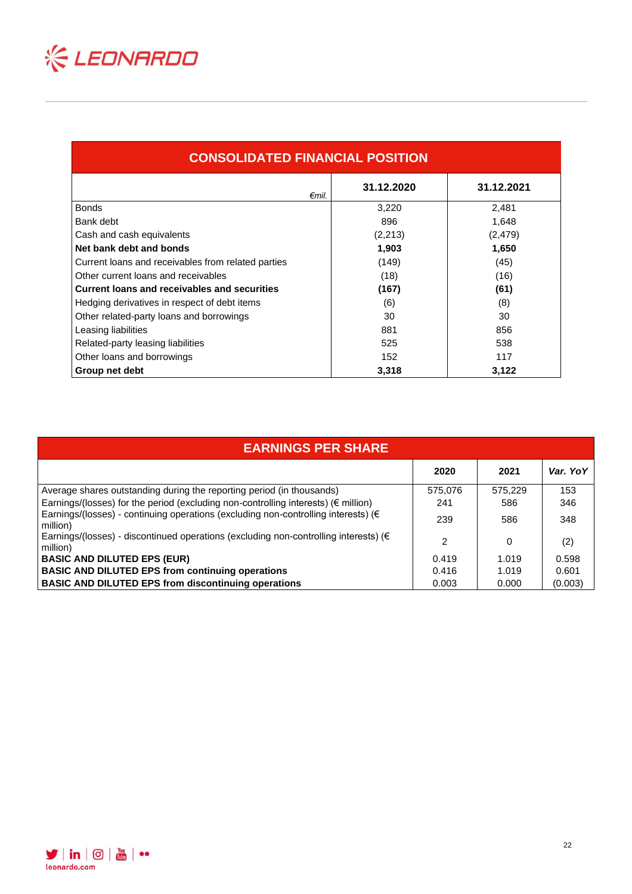## CONSOLIDATED FINANCIAL POSITION

| *€mil.* | 31.12.2020 | 31.12.2021 |
|---|---|---|
| Bonds | 3,220 | 2,481 |
| Bank debt | 896 | 1,648 |
| Cash and cash equivalents | (2,213) | (2,479) |
| **Net bank debt and bonds** | **1,903** | **1,650** |
| Current loans and receivables from related parties | (149) | (45) |
| Other current loans and receivables | (18) | (16) |
| **Current loans and receivables and securities** | **(167)** | **(61)** |
| Hedging derivatives in respect of debt items | (6) | (8) |
| Other related-party loans and borrowings | 30 | 30 |
| Leasing liabilities | 881 | 856 |
| Related-party leasing liabilities | 525 | 538 |
| Other loans and borrowings | 152 | 117 |
| **Group net debt** | **3,318** | **3,122** |

## EARNINGS PER SHARE

| | 2020 | 2021 | *Var. YoY* |
|---|---|---|---|
| Average shares outstanding during the reporting period (in thousands) | 575,076 | 575,229 | 153 |
| Earnings/(losses) for the period (excluding non-controlling interests) (€ million) | 241 | 586 | 346 |
| Earnings/(losses) - continuing operations (excluding non-controlling interests) (€ million) | 239 | 586 | 348 |
| Earnings/(losses) - discontinued operations (excluding non-controlling interests) (€ million) | 2 | 0 | (2) |
| **BASIC AND DILUTED EPS (EUR)** | 0.419 | 1.019 | 0.598 |
| **BASIC AND DILUTED EPS from continuing operations** | 0.416 | 1.019 | 0.601 |
| **BASIC AND DILUTED EPS from discontinuing operations** | 0.003 | 0.000 | (0.003) |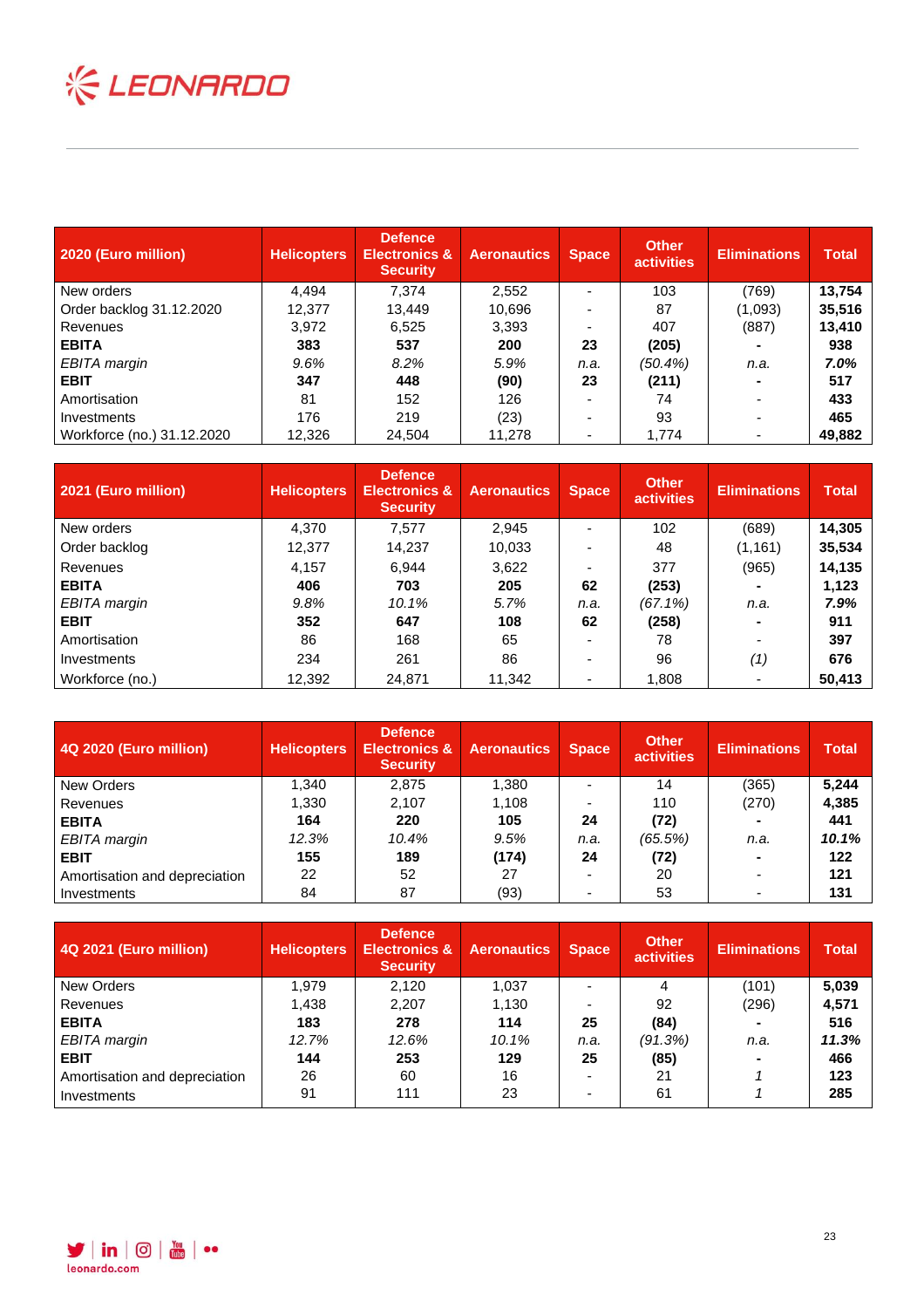| 2020 (Euro million) | Helicopters | Defence Electronics & Security | Aeronautics | Space | Other activities | Eliminations | Total |
|---|---|---|---|---|---|---|---|
| New orders | 4,494 | 7,374 | 2,552 | - | 103 | (769) | **13,754** |
| Order backlog 31.12.2020 | 12,377 | 13,449 | 10,696 | - | 87 | (1,093) | **35,516** |
| Revenues | 3,972 | 6,525 | 3,393 | - | 407 | (887) | **13,410** |
| **EBITA** | **383** | **537** | **200** | **23** | **(205)** | **-** | **938** |
| *EBITA margin* | *9.6%* | *8.2%* | *5.9%* | *n.a.* | *(50.4%)* | *n.a.* | ***7.0%*** |
| **EBIT** | **347** | **448** | **(90)** | **23** | **(211)** | **-** | **517** |
| Amortisation | 81 | 152 | 126 | - | 74 | - | **433** |
| Investments | 176 | 219 | (23) | - | 93 | - | **465** |
| Workforce (no.) 31.12.2020 | 12,326 | 24,504 | 11,278 | - | 1,774 | - | **49,882** |

| 2021 (Euro million) | Helicopters | Defence Electronics & Security | Aeronautics | Space | Other activities | Eliminations | Total |
|---|---|---|---|---|---|---|---|
| New orders | 4,370 | 7,577 | 2,945 | - | 102 | (689) | **14,305** |
| Order backlog | 12,377 | 14,237 | 10,033 | - | 48 | (1,161) | **35,534** |
| Revenues | 4,157 | 6,944 | 3,622 | - | 377 | (965) | **14,135** |
| **EBITA** | **406** | **703** | **205** | **62** | **(253)** | **-** | **1,123** |
| *EBITA margin* | *9.8%* | *10.1%* | *5.7%* | *n.a.* | *(67.1%)* | *n.a.* | ***7.9%*** |
| **EBIT** | **352** | **647** | **108** | **62** | **(258)** | **-** | **911** |
| Amortisation | 86 | 168 | 65 | - | 78 | - | **397** |
| Investments | 234 | 261 | 86 | - | 96 | *(1)* | **676** |
| Workforce (no.) | 12,392 | 24,871 | 11,342 | - | 1,808 | - | **50,413** |

| 4Q 2020 (Euro million) | Helicopters | Defence Electronics & Security | Aeronautics | Space | Other activities | Eliminations | Total |
|---|---|---|---|---|---|---|---|
| New Orders | 1,340 | 2,875 | 1,380 | - | 14 | (365) | **5,244** |
| Revenues | 1,330 | 2,107 | 1,108 | - | 110 | (270) | **4,385** |
| **EBITA** | **164** | **220** | **105** | **24** | **(72)** | **-** | **441** |
| *EBITA margin* | *12.3%* | *10.4%* | *9.5%* | *n.a.* | *(65.5%)* | *n.a.* | ***10.1%*** |
| **EBIT** | **155** | **189** | **(174)** | **24** | **(72)** | **-** | **122** |
| Amortisation and depreciation | 22 | 52 | 27 | - | 20 | - | **121** |
| Investments | 84 | 87 | (93) | - | 53 | - | **131** |

| 4Q 2021 (Euro million) | Helicopters | Defence Electronics & Security | Aeronautics | Space | Other activities | Eliminations | Total |
|---|---|---|---|---|---|---|---|
| New Orders | 1,979 | 2,120 | 1,037 | - | 4 | (101) | **5,039** |
| Revenues | 1,438 | 2,207 | 1,130 | - | 92 | (296) | **4,571** |
| **EBITA** | **183** | **278** | **114** | **25** | **(84)** | **-** | **516** |
| *EBITA margin* | *12.7%* | *12.6%* | *10.1%* | *n.a.* | *(91.3%)* | *n.a.* | ***11.3%*** |
| **EBIT** | **144** | **253** | **129** | **25** | **(85)** | **-** | **466** |
| Amortisation and depreciation | 26 | 60 | 16 | - | 21 | *1* | **123** |
| Investments | 91 | 111 | 23 | - | 61 | *1* | **285** |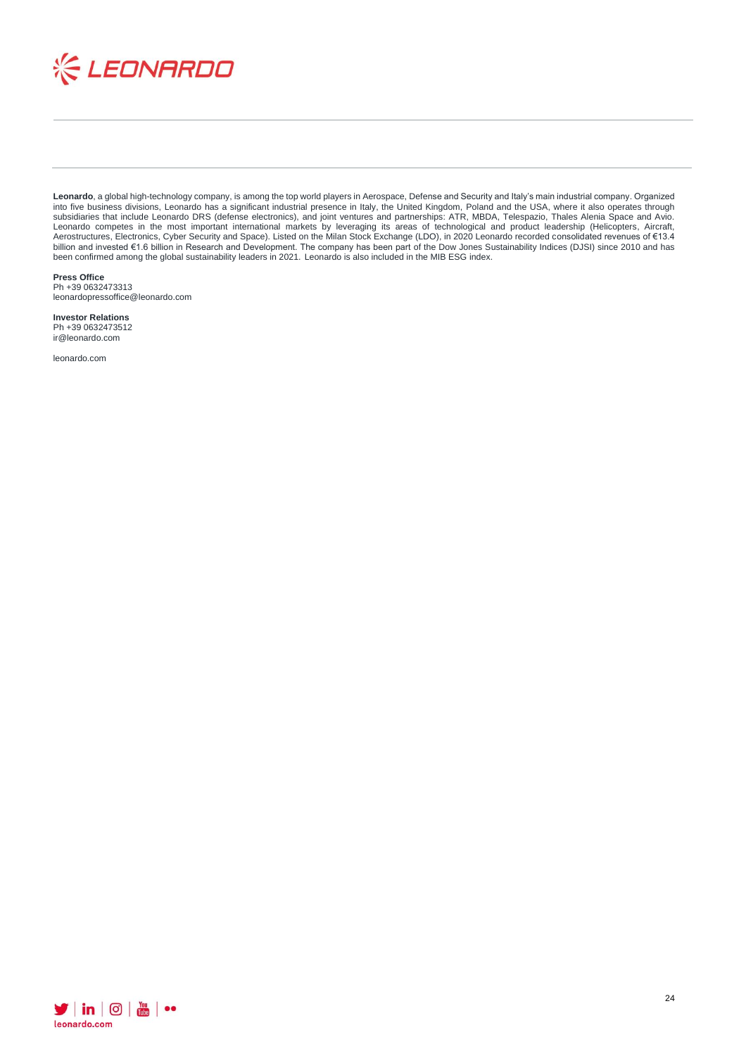**Leonardo**, a global high-technology company, is among the top world players in Aerospace, Defense and Security and Italy's main industrial company. Organized into five business divisions, Leonardo has a significant industrial presence in Italy, the United Kingdom, Poland and the USA, where it also operates through subsidiaries that include Leonardo DRS (defense electronics), and joint ventures and partnerships: ATR, MBDA, Telespazio, Thales Alenia Space and Avio. Leonardo competes in the most important international markets by leveraging its areas of technological and product leadership (Helicopters, Aircraft, Aerostructures, Electronics, Cyber Security and Space). Listed on the Milan Stock Exchange (LDO), in 2020 Leonardo recorded consolidated revenues of €13.4 billion and invested €1.6 billion in Research and Development. The company has been part of the Dow Jones Sustainability Indices (DJSI) since 2010 and has been confirmed among the global sustainability leaders in 2021. Leonardo is also included in the MIB ESG index.

**Press Office**
Ph +39 0632473313
leonardopressoffice@leonardo.com

**Investor Relations**
Ph +39 0632473512
ir@leonardo.com

leonardo.com